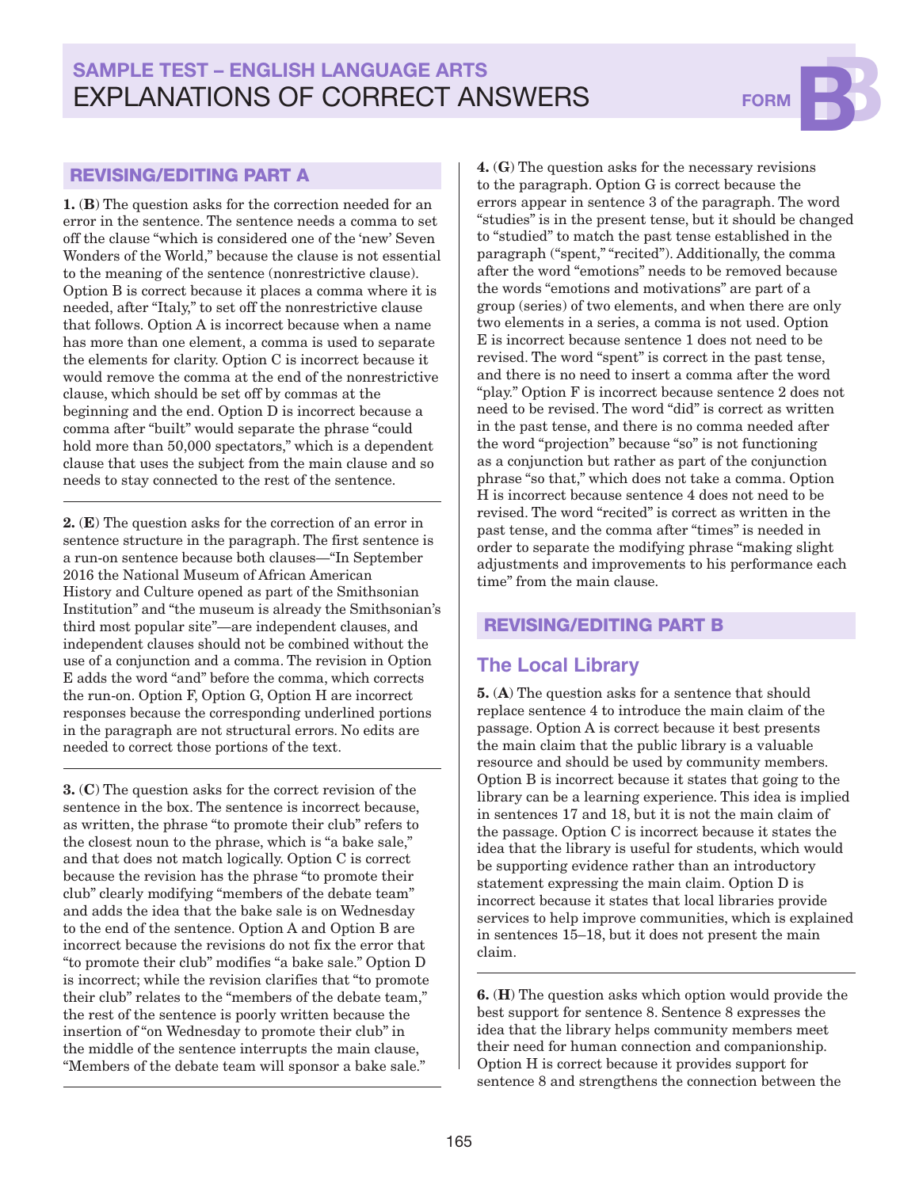# SAMPLE TEST – ENGLISH LANGUAGE ARTS
# EXPLANATIONS OF CORRECT ANSWERS

FORM B

## REVISING/EDITING PART A

**1.** (**B**) The question asks for the correction needed for an error in the sentence. The sentence needs a comma to set off the clause "which is considered one of the 'new' Seven Wonders of the World," because the clause is not essential to the meaning of the sentence (nonrestrictive clause). Option B is correct because it places a comma where it is needed, after "Italy," to set off the nonrestrictive clause that follows. Option A is incorrect because when a name has more than one element, a comma is used to separate the elements for clarity. Option C is incorrect because it would remove the comma at the end of the nonrestrictive clause, which should be set off by commas at the beginning and the end. Option D is incorrect because a comma after "built" would separate the phrase "could hold more than 50,000 spectators," which is a dependent clause that uses the subject from the main clause and so needs to stay connected to the rest of the sentence.

**2.** (**E**) The question asks for the correction of an error in sentence structure in the paragraph. The first sentence is a run-on sentence because both clauses—"In September 2016 the National Museum of African American History and Culture opened as part of the Smithsonian Institution" and "the museum is already the Smithsonian's third most popular site"—are independent clauses, and independent clauses should not be combined without the use of a conjunction and a comma. The revision in Option E adds the word "and" before the comma, which corrects the run-on. Option F, Option G, Option H are incorrect responses because the corresponding underlined portions in the paragraph are not structural errors. No edits are needed to correct those portions of the text.

**3.** (**C**) The question asks for the correct revision of the sentence in the box. The sentence is incorrect because, as written, the phrase "to promote their club" refers to the closest noun to the phrase, which is "a bake sale," and that does not match logically. Option C is correct because the revision has the phrase "to promote their club" clearly modifying "members of the debate team" and adds the idea that the bake sale is on Wednesday to the end of the sentence. Option A and Option B are incorrect because the revisions do not fix the error that "to promote their club" modifies "a bake sale." Option D is incorrect; while the revision clarifies that "to promote their club" relates to the "members of the debate team," the rest of the sentence is poorly written because the insertion of "on Wednesday to promote their club" in the middle of the sentence interrupts the main clause, "Members of the debate team will sponsor a bake sale."

**4.** (**G**) The question asks for the necessary revisions to the paragraph. Option G is correct because the errors appear in sentence 3 of the paragraph. The word "studies" is in the present tense, but it should be changed to "studied" to match the past tense established in the paragraph ("spent," "recited"). Additionally, the comma after the word "emotions" needs to be removed because the words "emotions and motivations" are part of a group (series) of two elements, and when there are only two elements in a series, a comma is not used. Option E is incorrect because sentence 1 does not need to be revised. The word "spent" is correct in the past tense, and there is no need to insert a comma after the word "play." Option F is incorrect because sentence 2 does not need to be revised. The word "did" is correct as written in the past tense, and there is no comma needed after the word "projection" because "so" is not functioning as a conjunction but rather as part of the conjunction phrase "so that," which does not take a comma. Option H is incorrect because sentence 4 does not need to be revised. The word "recited" is correct as written in the past tense, and the comma after "times" is needed in order to separate the modifying phrase "making slight adjustments and improvements to his performance each time" from the main clause.

## REVISING/EDITING PART B

### The Local Library

**5.** (**A**) The question asks for a sentence that should replace sentence 4 to introduce the main claim of the passage. Option A is correct because it best presents the main claim that the public library is a valuable resource and should be used by community members. Option B is incorrect because it states that going to the library can be a learning experience. This idea is implied in sentences 17 and 18, but it is not the main claim of the passage. Option C is incorrect because it states the idea that the library is useful for students, which would be supporting evidence rather than an introductory statement expressing the main claim. Option D is incorrect because it states that local libraries provide services to help improve communities, which is explained in sentences 15–18, but it does not present the main claim.

**6.** (**H**) The question asks which option would provide the best support for sentence 8. Sentence 8 expresses the idea that the library helps community members meet their need for human connection and companionship. Option H is correct because it provides support for sentence 8 and strengthens the connection between the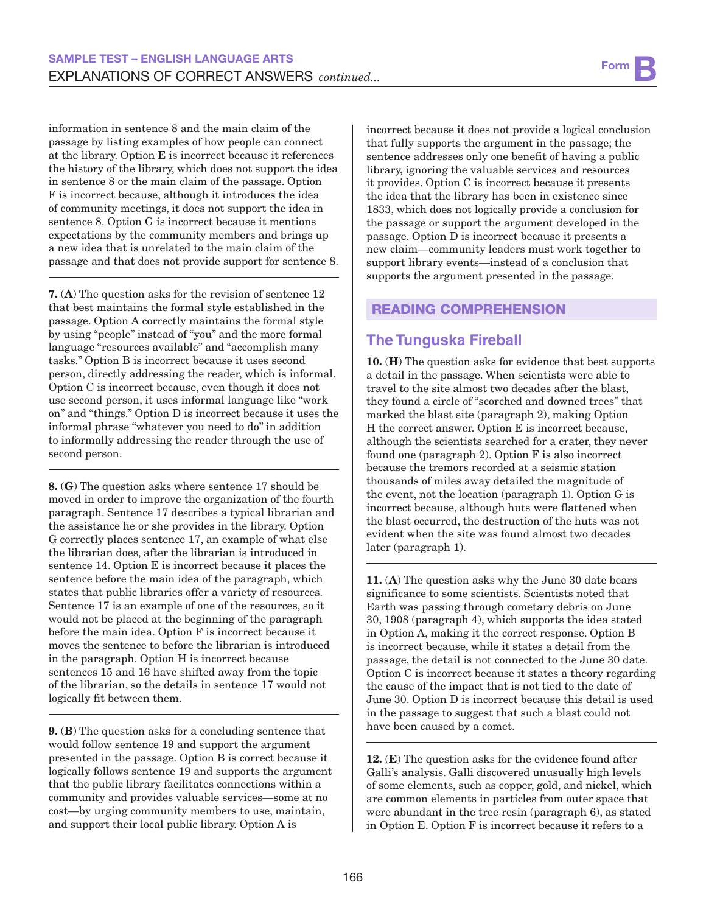information in sentence 8 and the main claim of the passage by listing examples of how people can connect at the library. Option E is incorrect because it references the history of the library, which does not support the idea in sentence 8 or the main claim of the passage. Option F is incorrect because, although it introduces the idea of community meetings, it does not support the idea in sentence 8. Option G is incorrect because it mentions expectations by the community members and brings up a new idea that is unrelated to the main claim of the passage and that does not provide support for sentence 8.

**7.** (**A**) The question asks for the revision of sentence 12 that best maintains the formal style established in the passage. Option A correctly maintains the formal style by using "people" instead of "you" and the more formal language "resources available" and "accomplish many tasks." Option B is incorrect because it uses second person, directly addressing the reader, which is informal. Option C is incorrect because, even though it does not use second person, it uses informal language like "work on" and "things." Option D is incorrect because it uses the informal phrase "whatever you need to do" in addition to informally addressing the reader through the use of second person.

**8.** (**G**) The question asks where sentence 17 should be moved in order to improve the organization of the fourth paragraph. Sentence 17 describes a typical librarian and the assistance he or she provides in the library. Option G correctly places sentence 17, an example of what else the librarian does, after the librarian is introduced in sentence 14. Option E is incorrect because it places the sentence before the main idea of the paragraph, which states that public libraries offer a variety of resources. Sentence 17 is an example of one of the resources, so it would not be placed at the beginning of the paragraph before the main idea. Option F is incorrect because it moves the sentence to before the librarian is introduced in the paragraph. Option H is incorrect because sentences 15 and 16 have shifted away from the topic of the librarian, so the details in sentence 17 would not logically fit between them.

**9.** (**B**) The question asks for a concluding sentence that would follow sentence 19 and support the argument presented in the passage. Option B is correct because it logically follows sentence 19 and supports the argument that the public library facilitates connections within a community and provides valuable services—some at no cost—by urging community members to use, maintain, and support their local public library. Option A is incorrect because it does not provide a logical conclusion that fully supports the argument in the passage; the sentence addresses only one benefit of having a public library, ignoring the valuable services and resources it provides. Option C is incorrect because it presents the idea that the library has been in existence since 1833, which does not logically provide a conclusion for the passage or support the argument developed in the passage. Option D is incorrect because it presents a new claim—community leaders must work together to support library events—instead of a conclusion that supports the argument presented in the passage.

## READING COMPREHENSION

### The Tunguska Fireball

**10.** (**H**) The question asks for evidence that best supports a detail in the passage. When scientists were able to travel to the site almost two decades after the blast, they found a circle of "scorched and downed trees" that marked the blast site (paragraph 2), making Option H the correct answer. Option E is incorrect because, although the scientists searched for a crater, they never found one (paragraph 2). Option F is also incorrect because the tremors recorded at a seismic station thousands of miles away detailed the magnitude of the event, not the location (paragraph 1). Option G is incorrect because, although huts were flattened when the blast occurred, the destruction of the huts was not evident when the site was found almost two decades later (paragraph 1).

**11.** (**A**) The question asks why the June 30 date bears significance to some scientists. Scientists noted that Earth was passing through cometary debris on June 30, 1908 (paragraph 4), which supports the idea stated in Option A, making it the correct response. Option B is incorrect because, while it states a detail from the passage, the detail is not connected to the June 30 date. Option C is incorrect because it states a theory regarding the cause of the impact that is not tied to the date of June 30. Option D is incorrect because this detail is used in the passage to suggest that such a blast could not have been caused by a comet.

**12.** (**E**) The question asks for the evidence found after Galli's analysis. Galli discovered unusually high levels of some elements, such as copper, gold, and nickel, which are common elements in particles from outer space that were abundant in the tree resin (paragraph 6), as stated in Option E. Option F is incorrect because it refers to a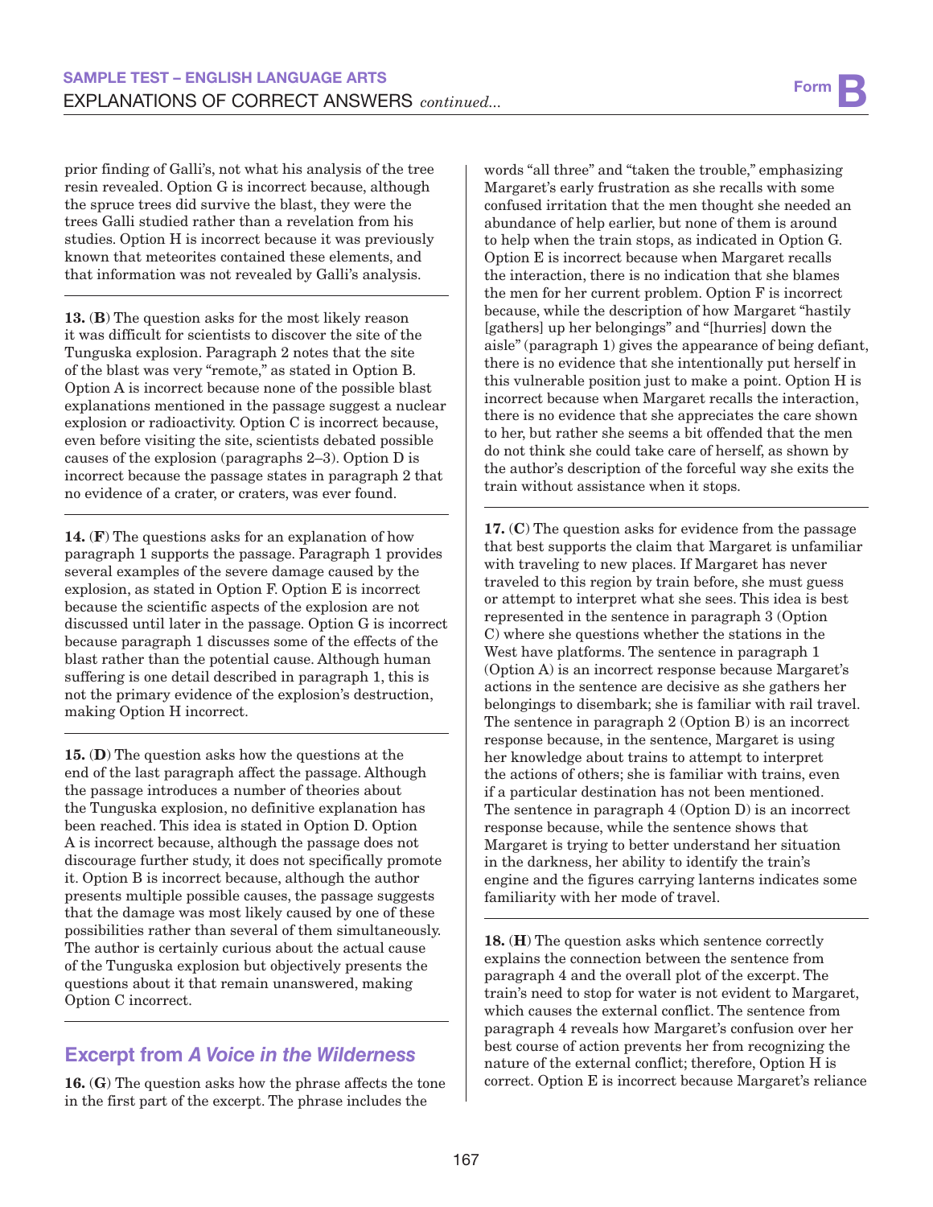prior finding of Galli's, not what his analysis of the tree resin revealed. Option G is incorrect because, although the spruce trees did survive the blast, they were the trees Galli studied rather than a revelation from his studies. Option H is incorrect because it was previously known that meteorites contained these elements, and that information was not revealed by Galli's analysis.

**13.** (**B**) The question asks for the most likely reason it was difficult for scientists to discover the site of the Tunguska explosion. Paragraph 2 notes that the site of the blast was very "remote," as stated in Option B. Option A is incorrect because none of the possible blast explanations mentioned in the passage suggest a nuclear explosion or radioactivity. Option C is incorrect because, even before visiting the site, scientists debated possible causes of the explosion (paragraphs 2–3). Option D is incorrect because the passage states in paragraph 2 that no evidence of a crater, or craters, was ever found.

**14.** (**F**) The questions asks for an explanation of how paragraph 1 supports the passage. Paragraph 1 provides several examples of the severe damage caused by the explosion, as stated in Option F. Option E is incorrect because the scientific aspects of the explosion are not discussed until later in the passage. Option G is incorrect because paragraph 1 discusses some of the effects of the blast rather than the potential cause. Although human suffering is one detail described in paragraph 1, this is not the primary evidence of the explosion's destruction, making Option H incorrect.

**15.** (**D**) The question asks how the questions at the end of the last paragraph affect the passage. Although the passage introduces a number of theories about the Tunguska explosion, no definitive explanation has been reached. This idea is stated in Option D. Option A is incorrect because, although the passage does not discourage further study, it does not specifically promote it. Option B is incorrect because, although the author presents multiple possible causes, the passage suggests that the damage was most likely caused by one of these possibilities rather than several of them simultaneously. The author is certainly curious about the actual cause of the Tunguska explosion but objectively presents the questions about it that remain unanswered, making Option C incorrect.

## Excerpt from *A Voice in the Wilderness*

**16.** (**G**) The question asks how the phrase affects the tone in the first part of the excerpt. The phrase includes the words "all three" and "taken the trouble," emphasizing Margaret's early frustration as she recalls with some confused irritation that the men thought she needed an abundance of help earlier, but none of them is around to help when the train stops, as indicated in Option G. Option E is incorrect because when Margaret recalls the interaction, there is no indication that she blames the men for her current problem. Option F is incorrect because, while the description of how Margaret "hastily [gathers] up her belongings" and "[hurries] down the aisle" (paragraph 1) gives the appearance of being defiant, there is no evidence that she intentionally put herself in this vulnerable position just to make a point. Option H is incorrect because when Margaret recalls the interaction, there is no evidence that she appreciates the care shown to her, but rather she seems a bit offended that the men do not think she could take care of herself, as shown by the author's description of the forceful way she exits the train without assistance when it stops.

**17.** (**C**) The question asks for evidence from the passage that best supports the claim that Margaret is unfamiliar with traveling to new places. If Margaret has never traveled to this region by train before, she must guess or attempt to interpret what she sees. This idea is best represented in the sentence in paragraph 3 (Option C) where she questions whether the stations in the West have platforms. The sentence in paragraph 1 (Option A) is an incorrect response because Margaret's actions in the sentence are decisive as she gathers her belongings to disembark; she is familiar with rail travel. The sentence in paragraph 2 (Option B) is an incorrect response because, in the sentence, Margaret is using her knowledge about trains to attempt to interpret the actions of others; she is familiar with trains, even if a particular destination has not been mentioned. The sentence in paragraph 4 (Option D) is an incorrect response because, while the sentence shows that Margaret is trying to better understand her situation in the darkness, her ability to identify the train's engine and the figures carrying lanterns indicates some familiarity with her mode of travel.

**18.** (**H**) The question asks which sentence correctly explains the connection between the sentence from paragraph 4 and the overall plot of the excerpt. The train's need to stop for water is not evident to Margaret, which causes the external conflict. The sentence from paragraph 4 reveals how Margaret's confusion over her best course of action prevents her from recognizing the nature of the external conflict; therefore, Option H is correct. Option E is incorrect because Margaret's reliance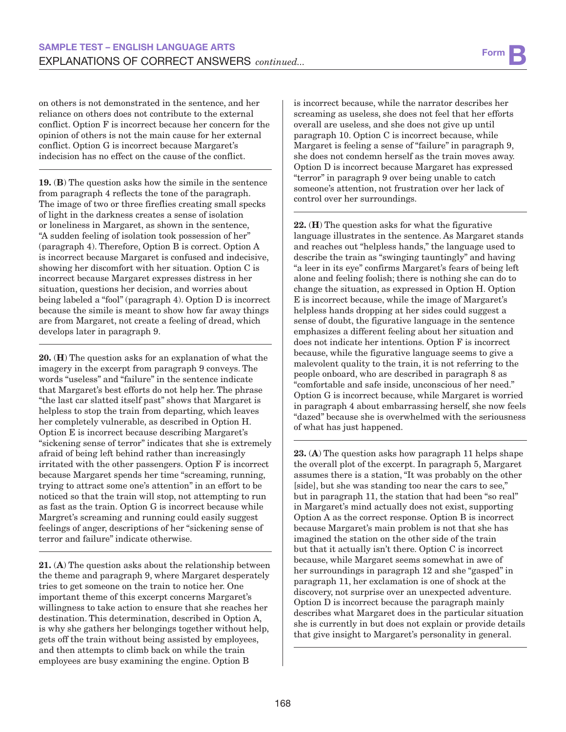on others is not demonstrated in the sentence, and her reliance on others does not contribute to the external conflict. Option F is incorrect because her concern for the opinion of others is not the main cause for her external conflict. Option G is incorrect because Margaret's indecision has no effect on the cause of the conflict.

---

**19.** (**B**) The question asks how the simile in the sentence from paragraph 4 reflects the tone of the paragraph. The image of two or three fireflies creating small specks of light in the darkness creates a sense of isolation or loneliness in Margaret, as shown in the sentence, "A sudden feeling of isolation took possession of her" (paragraph 4). Therefore, Option B is correct. Option A is incorrect because Margaret is confused and indecisive, showing her discomfort with her situation. Option C is incorrect because Margaret expresses distress in her situation, questions her decision, and worries about being labeled a "fool" (paragraph 4). Option D is incorrect because the simile is meant to show how far away things are from Margaret, not create a feeling of dread, which develops later in paragraph 9.

---

**20.** (**H**) The question asks for an explanation of what the imagery in the excerpt from paragraph 9 conveys. The words "useless" and "failure" in the sentence indicate that Margaret's best efforts do not help her. The phrase "the last car slatted itself past" shows that Margaret is helpless to stop the train from departing, which leaves her completely vulnerable, as described in Option H. Option E is incorrect because describing Margaret's "sickening sense of terror" indicates that she is extremely afraid of being left behind rather than increasingly irritated with the other passengers. Option F is incorrect because Margaret spends her time "screaming, running, trying to attract some one's attention" in an effort to be noticed so that the train will stop, not attempting to run as fast as the train. Option G is incorrect because while Margret's screaming and running could easily suggest feelings of anger, descriptions of her "sickening sense of terror and failure" indicate otherwise.

---

**21.** (**A**) The question asks about the relationship between the theme and paragraph 9, where Margaret desperately tries to get someone on the train to notice her. One important theme of this excerpt concerns Margaret's willingness to take action to ensure that she reaches her destination. This determination, described in Option A, is why she gathers her belongings together without help, gets off the train without being assisted by employees, and then attempts to climb back on while the train employees are busy examining the engine. Option B is incorrect because, while the narrator describes her screaming as useless, she does not feel that her efforts overall are useless, and she does not give up until paragraph 10. Option C is incorrect because, while Margaret is feeling a sense of "failure" in paragraph 9, she does not condemn herself as the train moves away. Option D is incorrect because Margaret has expressed "terror" in paragraph 9 over being unable to catch someone's attention, not frustration over her lack of control over her surroundings.

---

**22.** (**H**) The question asks for what the figurative language illustrates in the sentence. As Margaret stands and reaches out "helpless hands," the language used to describe the train as "swinging tauntingly" and having "a leer in its eye" confirms Margaret's fears of being left alone and feeling foolish; there is nothing she can do to change the situation, as expressed in Option H. Option E is incorrect because, while the image of Margaret's helpless hands dropping at her sides could suggest a sense of doubt, the figurative language in the sentence emphasizes a different feeling about her situation and does not indicate her intentions. Option F is incorrect because, while the figurative language seems to give a malevolent quality to the train, it is not referring to the people onboard, who are described in paragraph 8 as "comfortable and safe inside, unconscious of her need." Option G is incorrect because, while Margaret is worried in paragraph 4 about embarrassing herself, she now feels "dazed" because she is overwhelmed with the seriousness of what has just happened.

---

**23.** (**A**) The question asks how paragraph 11 helps shape the overall plot of the excerpt. In paragraph 5, Margaret assumes there is a station, "It was probably on the other [side], but she was standing too near the cars to see," but in paragraph 11, the station that had been "so real" in Margaret's mind actually does not exist, supporting Option A as the correct response. Option B is incorrect because Margaret's main problem is not that she has imagined the station on the other side of the train but that it actually isn't there. Option C is incorrect because, while Margaret seems somewhat in awe of her surroundings in paragraph 12 and she "gasped" in paragraph 11, her exclamation is one of shock at the discovery, not surprise over an unexpected adventure. Option D is incorrect because the paragraph mainly describes what Margaret does in the particular situation she is currently in but does not explain or provide details that give insight to Margaret's personality in general.

---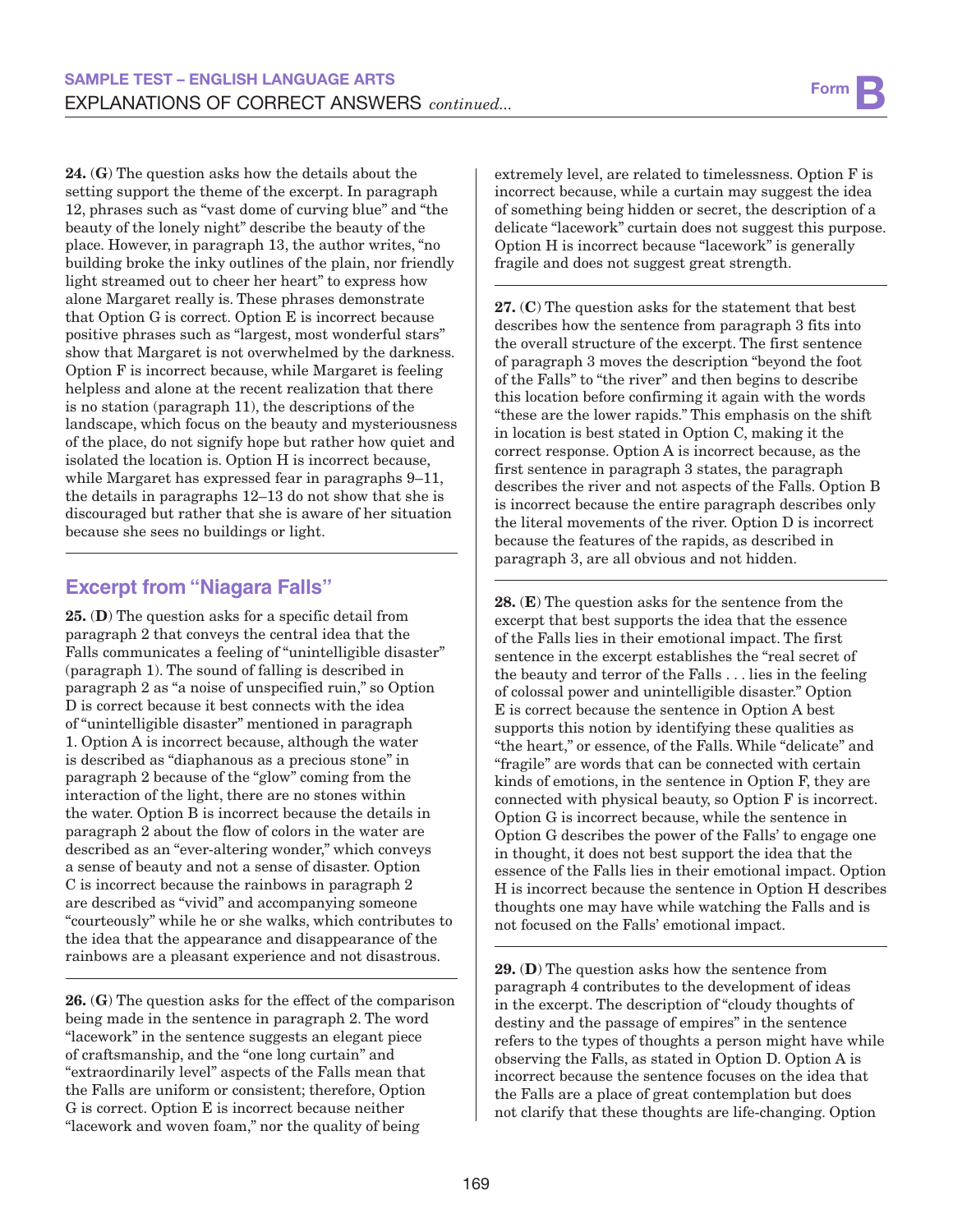**24.** (**G**) The question asks how the details about the setting support the theme of the excerpt. In paragraph 12, phrases such as "vast dome of curving blue" and "the beauty of the lonely night" describe the beauty of the place. However, in paragraph 13, the author writes, "no building broke the inky outlines of the plain, nor friendly light streamed out to cheer her heart" to express how alone Margaret really is. These phrases demonstrate that Option G is correct. Option E is incorrect because positive phrases such as "largest, most wonderful stars" show that Margaret is not overwhelmed by the darkness. Option F is incorrect because, while Margaret is feeling helpless and alone at the recent realization that there is no station (paragraph 11), the descriptions of the landscape, which focus on the beauty and mysteriousness of the place, do not signify hope but rather how quiet and isolated the location is. Option H is incorrect because, while Margaret has expressed fear in paragraphs 9–11, the details in paragraphs 12–13 do not show that she is discouraged but rather that she is aware of her situation because she sees no buildings or light.

## Excerpt from "Niagara Falls"

**25.** (**D**) The question asks for a specific detail from paragraph 2 that conveys the central idea that the Falls communicates a feeling of "unintelligible disaster" (paragraph 1). The sound of falling is described in paragraph 2 as "a noise of unspecified ruin," so Option D is correct because it best connects with the idea of "unintelligible disaster" mentioned in paragraph 1. Option A is incorrect because, although the water is described as "diaphanous as a precious stone" in paragraph 2 because of the "glow" coming from the interaction of the light, there are no stones within the water. Option B is incorrect because the details in paragraph 2 about the flow of colors in the water are described as an "ever-altering wonder," which conveys a sense of beauty and not a sense of disaster. Option C is incorrect because the rainbows in paragraph 2 are described as "vivid" and accompanying someone "courteously" while he or she walks, which contributes to the idea that the appearance and disappearance of the rainbows are a pleasant experience and not disastrous.

**26.** (**G**) The question asks for the effect of the comparison being made in the sentence in paragraph 2. The word "lacework" in the sentence suggests an elegant piece of craftsmanship, and the "one long curtain" and "extraordinarily level" aspects of the Falls mean that the Falls are uniform or consistent; therefore, Option G is correct. Option E is incorrect because neither "lacework and woven foam," nor the quality of being extremely level, are related to timelessness. Option F is incorrect because, while a curtain may suggest the idea of something being hidden or secret, the description of a delicate "lacework" curtain does not suggest this purpose. Option H is incorrect because "lacework" is generally fragile and does not suggest great strength.

**27.** (**C**) The question asks for the statement that best describes how the sentence from paragraph 3 fits into the overall structure of the excerpt. The first sentence of paragraph 3 moves the description "beyond the foot of the Falls" to "the river" and then begins to describe this location before confirming it again with the words "these are the lower rapids." This emphasis on the shift in location is best stated in Option C, making it the correct response. Option A is incorrect because, as the first sentence in paragraph 3 states, the paragraph describes the river and not aspects of the Falls. Option B is incorrect because the entire paragraph describes only the literal movements of the river. Option D is incorrect because the features of the rapids, as described in paragraph 3, are all obvious and not hidden.

**28.** (**E**) The question asks for the sentence from the excerpt that best supports the idea that the essence of the Falls lies in their emotional impact. The first sentence in the excerpt establishes the "real secret of the beauty and terror of the Falls . . . lies in the feeling of colossal power and unintelligible disaster." Option E is correct because the sentence in Option A best supports this notion by identifying these qualities as "the heart," or essence, of the Falls. While "delicate" and "fragile" are words that can be connected with certain kinds of emotions, in the sentence in Option F, they are connected with physical beauty, so Option F is incorrect. Option G is incorrect because, while the sentence in Option G describes the power of the Falls' to engage one in thought, it does not best support the idea that the essence of the Falls lies in their emotional impact. Option H is incorrect because the sentence in Option H describes thoughts one may have while watching the Falls and is not focused on the Falls' emotional impact.

**29.** (**D**) The question asks how the sentence from paragraph 4 contributes to the development of ideas in the excerpt. The description of "cloudy thoughts of destiny and the passage of empires" in the sentence refers to the types of thoughts a person might have while observing the Falls, as stated in Option D. Option A is incorrect because the sentence focuses on the idea that the Falls are a place of great contemplation but does not clarify that these thoughts are life-changing. Option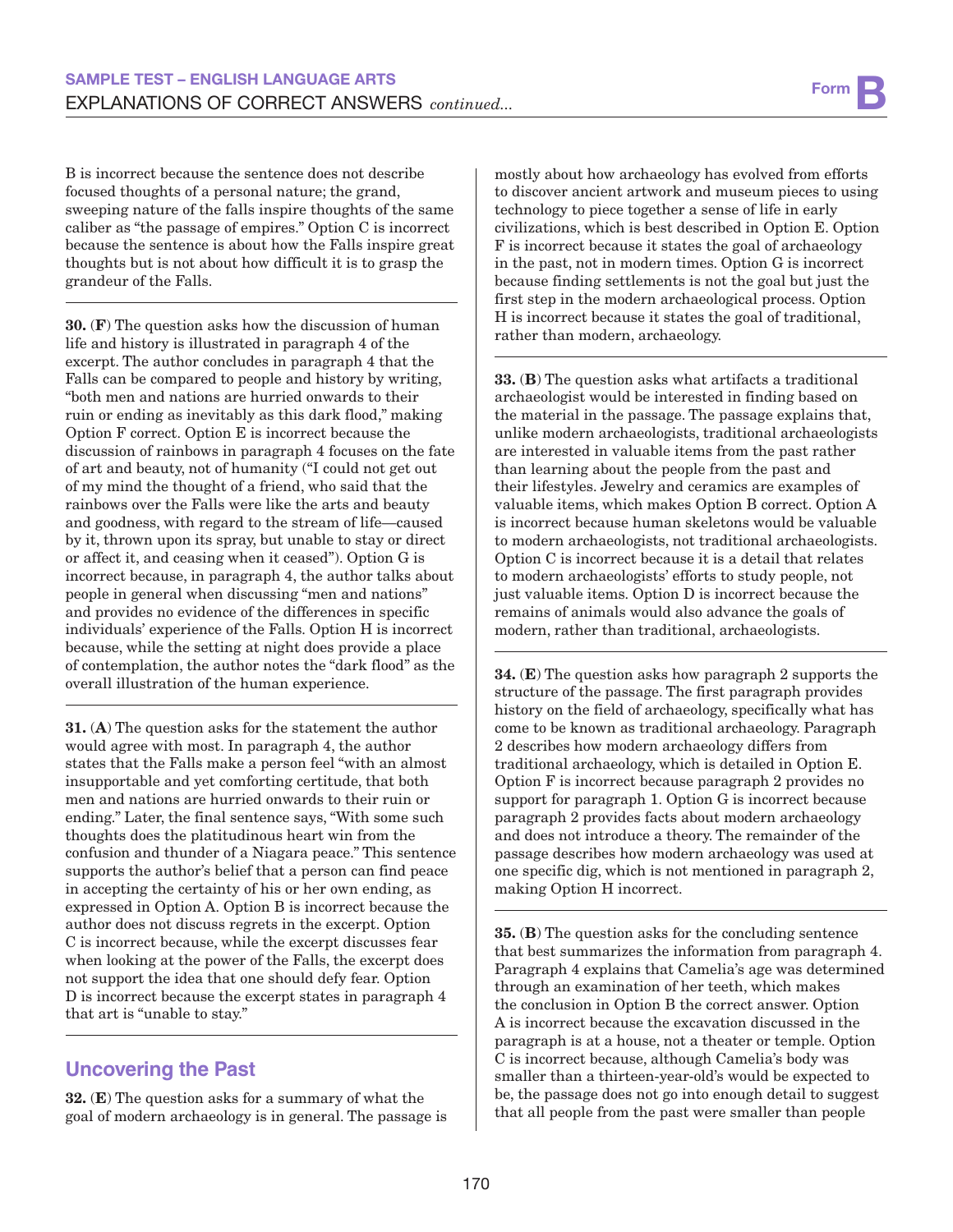B is incorrect because the sentence does not describe focused thoughts of a personal nature; the grand, sweeping nature of the falls inspire thoughts of the same caliber as "the passage of empires." Option C is incorrect because the sentence is about how the Falls inspire great thoughts but is not about how difficult it is to grasp the grandeur of the Falls.

**30.** (**F**) The question asks how the discussion of human life and history is illustrated in paragraph 4 of the excerpt. The author concludes in paragraph 4 that the Falls can be compared to people and history by writing, "both men and nations are hurried onwards to their ruin or ending as inevitably as this dark flood," making Option F correct. Option E is incorrect because the discussion of rainbows in paragraph 4 focuses on the fate of art and beauty, not of humanity ("I could not get out of my mind the thought of a friend, who said that the rainbows over the Falls were like the arts and beauty and goodness, with regard to the stream of life—caused by it, thrown upon its spray, but unable to stay or direct or affect it, and ceasing when it ceased"). Option G is incorrect because, in paragraph 4, the author talks about people in general when discussing "men and nations" and provides no evidence of the differences in specific individuals' experience of the Falls. Option H is incorrect because, while the setting at night does provide a place of contemplation, the author notes the "dark flood" as the overall illustration of the human experience.

**31.** (**A**) The question asks for the statement the author would agree with most. In paragraph 4, the author states that the Falls make a person feel "with an almost insupportable and yet comforting certitude, that both men and nations are hurried onwards to their ruin or ending." Later, the final sentence says, "With some such thoughts does the platitudinous heart win from the confusion and thunder of a Niagara peace." This sentence supports the author's belief that a person can find peace in accepting the certainty of his or her own ending, as expressed in Option A. Option B is incorrect because the author does not discuss regrets in the excerpt. Option C is incorrect because, while the excerpt discusses fear when looking at the power of the Falls, the excerpt does not support the idea that one should defy fear. Option D is incorrect because the excerpt states in paragraph 4 that art is "unable to stay."

## Uncovering the Past

**32.** (**E**) The question asks for a summary of what the goal of modern archaeology is in general. The passage is mostly about how archaeology has evolved from efforts to discover ancient artwork and museum pieces to using technology to piece together a sense of life in early civilizations, which is best described in Option E. Option F is incorrect because it states the goal of archaeology in the past, not in modern times. Option G is incorrect because finding settlements is not the goal but just the first step in the modern archaeological process. Option H is incorrect because it states the goal of traditional, rather than modern, archaeology.

**33.** (**B**) The question asks what artifacts a traditional archaeologist would be interested in finding based on the material in the passage. The passage explains that, unlike modern archaeologists, traditional archaeologists are interested in valuable items from the past rather than learning about the people from the past and their lifestyles. Jewelry and ceramics are examples of valuable items, which makes Option B correct. Option A is incorrect because human skeletons would be valuable to modern archaeologists, not traditional archaeologists. Option C is incorrect because it is a detail that relates to modern archaeologists' efforts to study people, not just valuable items. Option D is incorrect because the remains of animals would also advance the goals of modern, rather than traditional, archaeologists.

**34.** (**E**) The question asks how paragraph 2 supports the structure of the passage. The first paragraph provides history on the field of archaeology, specifically what has come to be known as traditional archaeology. Paragraph 2 describes how modern archaeology differs from traditional archaeology, which is detailed in Option E. Option F is incorrect because paragraph 2 provides no support for paragraph 1. Option G is incorrect because paragraph 2 provides facts about modern archaeology and does not introduce a theory. The remainder of the passage describes how modern archaeology was used at one specific dig, which is not mentioned in paragraph 2, making Option H incorrect.

**35.** (**B**) The question asks for the concluding sentence that best summarizes the information from paragraph 4. Paragraph 4 explains that Camelia's age was determined through an examination of her teeth, which makes the conclusion in Option B the correct answer. Option A is incorrect because the excavation discussed in the paragraph is at a house, not a theater or temple. Option C is incorrect because, although Camelia's body was smaller than a thirteen-year-old's would be expected to be, the passage does not go into enough detail to suggest that all people from the past were smaller than people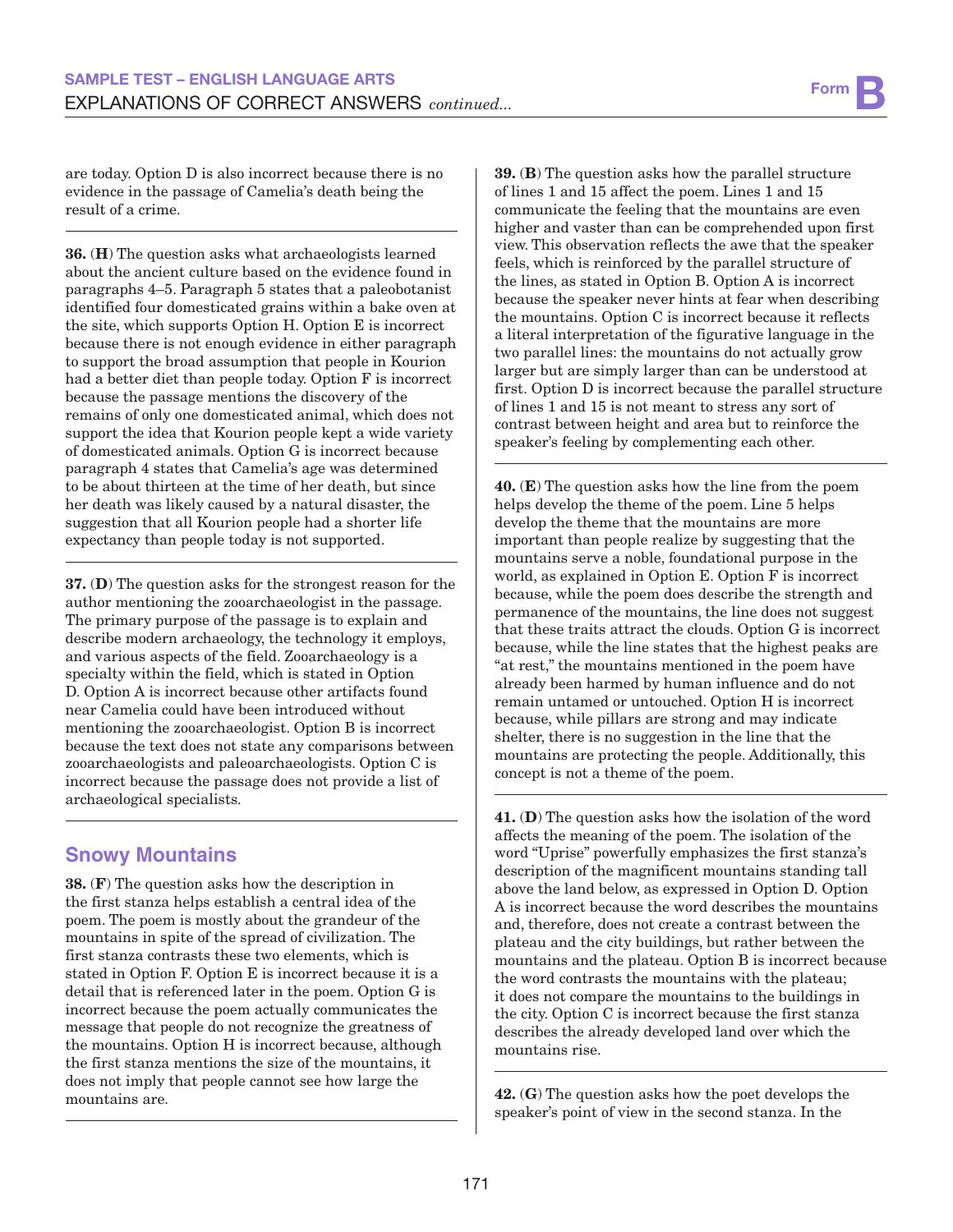are today. Option D is also incorrect because there is no evidence in the passage of Camelia's death being the result of a crime.

**36.** (**H**) The question asks what archaeologists learned about the ancient culture based on the evidence found in paragraphs 4–5. Paragraph 5 states that a paleobotanist identified four domesticated grains within a bake oven at the site, which supports Option H. Option E is incorrect because there is not enough evidence in either paragraph to support the broad assumption that people in Kourion had a better diet than people today. Option F is incorrect because the passage mentions the discovery of the remains of only one domesticated animal, which does not support the idea that Kourion people kept a wide variety of domesticated animals. Option G is incorrect because paragraph 4 states that Camelia's age was determined to be about thirteen at the time of her death, but since her death was likely caused by a natural disaster, the suggestion that all Kourion people had a shorter life expectancy than people today is not supported.

**37.** (**D**) The question asks for the strongest reason for the author mentioning the zooarchaeologist in the passage. The primary purpose of the passage is to explain and describe modern archaeology, the technology it employs, and various aspects of the field. Zooarchaeology is a specialty within the field, which is stated in Option D. Option A is incorrect because other artifacts found near Camelia could have been introduced without mentioning the zooarchaeologist. Option B is incorrect because the text does not state any comparisons between zooarchaeologists and paleoarchaeologists. Option C is incorrect because the passage does not provide a list of archaeological specialists.

## Snowy Mountains

**38.** (**F**) The question asks how the description in the first stanza helps establish a central idea of the poem. The poem is mostly about the grandeur of the mountains in spite of the spread of civilization. The first stanza contrasts these two elements, which is stated in Option F. Option E is incorrect because it is a detail that is referenced later in the poem. Option G is incorrect because the poem actually communicates the message that people do not recognize the greatness of the mountains. Option H is incorrect because, although the first stanza mentions the size of the mountains, it does not imply that people cannot see how large the mountains are.

**39.** (**B**) The question asks how the parallel structure of lines 1 and 15 affect the poem. Lines 1 and 15 communicate the feeling that the mountains are even higher and vaster than can be comprehended upon first view. This observation reflects the awe that the speaker feels, which is reinforced by the parallel structure of the lines, as stated in Option B. Option A is incorrect because the speaker never hints at fear when describing the mountains. Option C is incorrect because it reflects a literal interpretation of the figurative language in the two parallel lines: the mountains do not actually grow larger but are simply larger than can be understood at first. Option D is incorrect because the parallel structure of lines 1 and 15 is not meant to stress any sort of contrast between height and area but to reinforce the speaker's feeling by complementing each other.

**40.** (**E**) The question asks how the line from the poem helps develop the theme of the poem. Line 5 helps develop the theme that the mountains are more important than people realize by suggesting that the mountains serve a noble, foundational purpose in the world, as explained in Option E. Option F is incorrect because, while the poem does describe the strength and permanence of the mountains, the line does not suggest that these traits attract the clouds. Option G is incorrect because, while the line states that the highest peaks are "at rest," the mountains mentioned in the poem have already been harmed by human influence and do not remain untamed or untouched. Option H is incorrect because, while pillars are strong and may indicate shelter, there is no suggestion in the line that the mountains are protecting the people. Additionally, this concept is not a theme of the poem.

**41.** (**D**) The question asks how the isolation of the word affects the meaning of the poem. The isolation of the word "Uprise" powerfully emphasizes the first stanza's description of the magnificent mountains standing tall above the land below, as expressed in Option D. Option A is incorrect because the word describes the mountains and, therefore, does not create a contrast between the plateau and the city buildings, but rather between the mountains and the plateau. Option B is incorrect because the word contrasts the mountains with the plateau; it does not compare the mountains to the buildings in the city. Option C is incorrect because the first stanza describes the already developed land over which the mountains rise.

**42.** (**G**) The question asks how the poet develops the speaker's point of view in the second stanza. In the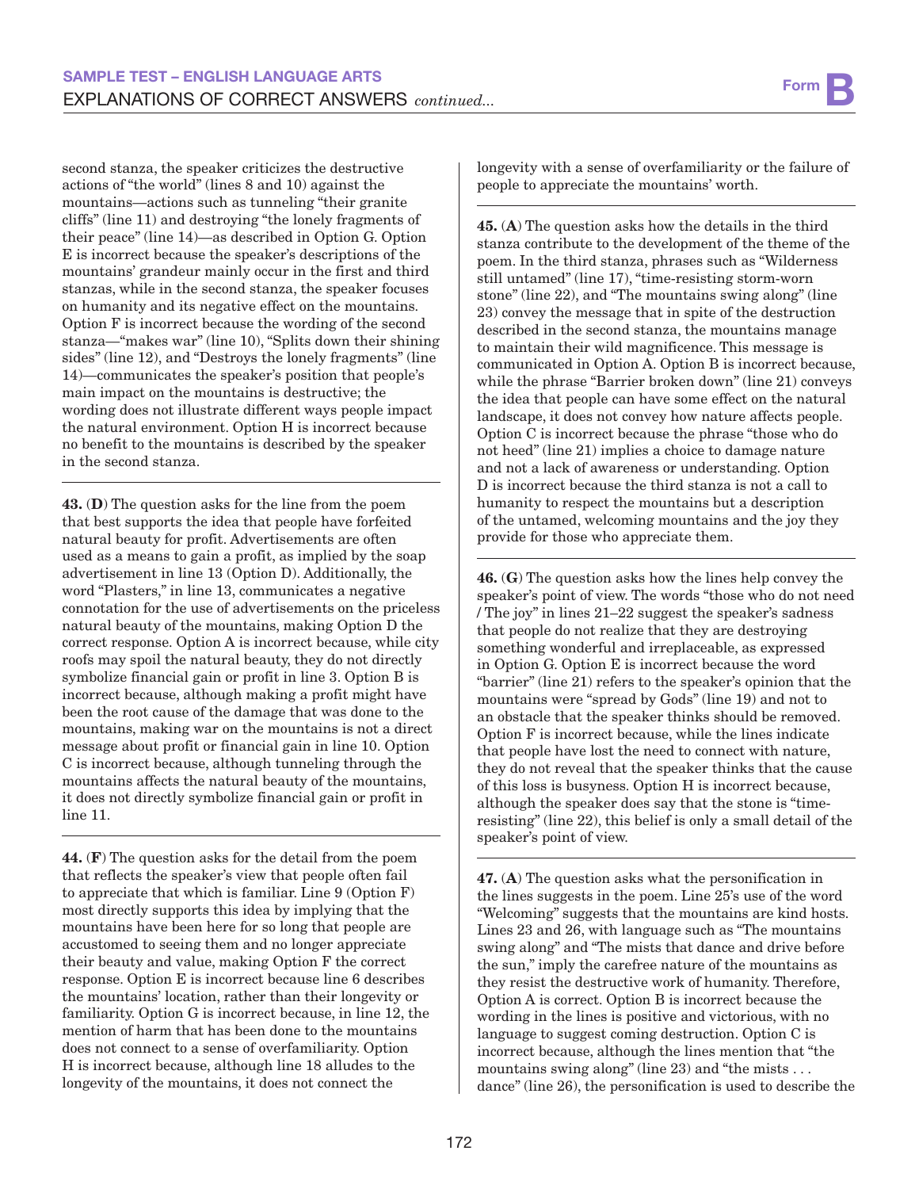second stanza, the speaker criticizes the destructive actions of "the world" (lines 8 and 10) against the mountains—actions such as tunneling "their granite cliffs" (line 11) and destroying "the lonely fragments of their peace" (line 14)—as described in Option G. Option E is incorrect because the speaker's descriptions of the mountains' grandeur mainly occur in the first and third stanzas, while in the second stanza, the speaker focuses on humanity and its negative effect on the mountains. Option F is incorrect because the wording of the second stanza—"makes war" (line 10), "Splits down their shining sides" (line 12), and "Destroys the lonely fragments" (line 14)—communicates the speaker's position that people's main impact on the mountains is destructive; the wording does not illustrate different ways people impact the natural environment. Option H is incorrect because no benefit to the mountains is described by the speaker in the second stanza.

---

**43.** (**D**) The question asks for the line from the poem that best supports the idea that people have forfeited natural beauty for profit. Advertisements are often used as a means to gain a profit, as implied by the soap advertisement in line 13 (Option D). Additionally, the word "Plasters," in line 13, communicates a negative connotation for the use of advertisements on the priceless natural beauty of the mountains, making Option D the correct response. Option A is incorrect because, while city roofs may spoil the natural beauty, they do not directly symbolize financial gain or profit in line 3. Option B is incorrect because, although making a profit might have been the root cause of the damage that was done to the mountains, making war on the mountains is not a direct message about profit or financial gain in line 10. Option C is incorrect because, although tunneling through the mountains affects the natural beauty of the mountains, it does not directly symbolize financial gain or profit in line 11.

---

**44.** (**F**) The question asks for the detail from the poem that reflects the speaker's view that people often fail to appreciate that which is familiar. Line 9 (Option F) most directly supports this idea by implying that the mountains have been here for so long that people are accustomed to seeing them and no longer appreciate their beauty and value, making Option F the correct response. Option E is incorrect because line 6 describes the mountains' location, rather than their longevity or familiarity. Option G is incorrect because, in line 12, the mention of harm that has been done to the mountains does not connect to a sense of overfamiliarity. Option H is incorrect because, although line 18 alludes to the longevity of the mountains, it does not connect the longevity with a sense of overfamiliarity or the failure of people to appreciate the mountains' worth.

---

**45.** (**A**) The question asks how the details in the third stanza contribute to the development of the theme of the poem. In the third stanza, phrases such as "Wilderness still untamed" (line 17), "time-resisting storm-worn stone" (line 22), and "The mountains swing along" (line 23) convey the message that in spite of the destruction described in the second stanza, the mountains manage to maintain their wild magnificence. This message is communicated in Option A. Option B is incorrect because, while the phrase "Barrier broken down" (line 21) conveys the idea that people can have some effect on the natural landscape, it does not convey how nature affects people. Option C is incorrect because the phrase "those who do not heed" (line 21) implies a choice to damage nature and not a lack of awareness or understanding. Option D is incorrect because the third stanza is not a call to humanity to respect the mountains but a description of the untamed, welcoming mountains and the joy they provide for those who appreciate them.

---

**46.** (**G**) The question asks how the lines help convey the speaker's point of view. The words "those who do not need / The joy" in lines 21–22 suggest the speaker's sadness that people do not realize that they are destroying something wonderful and irreplaceable, as expressed in Option G. Option E is incorrect because the word "barrier" (line 21) refers to the speaker's opinion that the mountains were "spread by Gods" (line 19) and not to an obstacle that the speaker thinks should be removed. Option F is incorrect because, while the lines indicate that people have lost the need to connect with nature, they do not reveal that the speaker thinks that the cause of this loss is busyness. Option H is incorrect because, although the speaker does say that the stone is "time-resisting" (line 22), this belief is only a small detail of the speaker's point of view.

---

**47.** (**A**) The question asks what the personification in the lines suggests in the poem. Line 25's use of the word "Welcoming" suggests that the mountains are kind hosts. Lines 23 and 26, with language such as "The mountains swing along" and "The mists that dance and drive before the sun," imply the carefree nature of the mountains as they resist the destructive work of humanity. Therefore, Option A is correct. Option B is incorrect because the wording in the lines is positive and victorious, with no language to suggest coming destruction. Option C is incorrect because, although the lines mention that "the mountains swing along" (line 23) and "the mists . . . dance" (line 26), the personification is used to describe the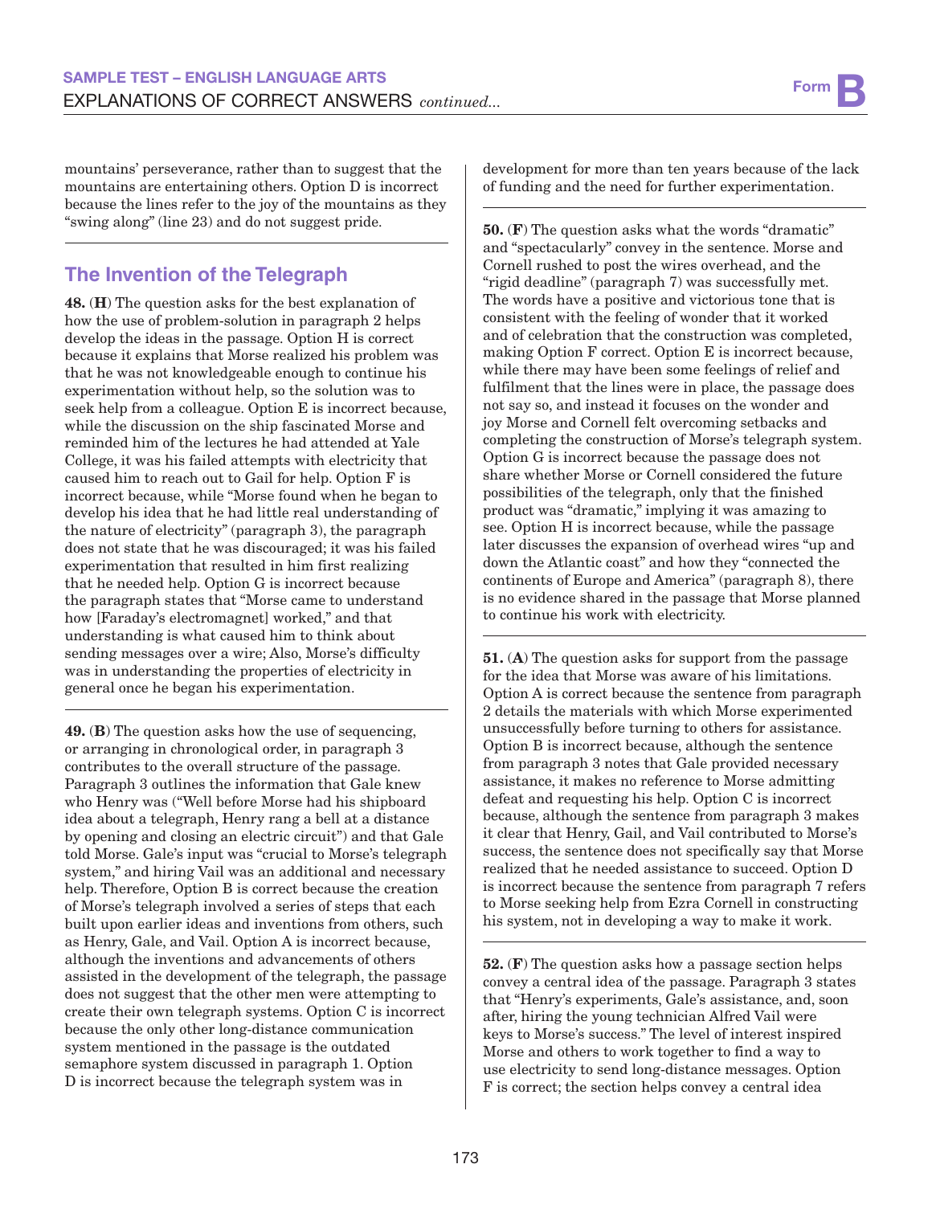mountains' perseverance, rather than to suggest that the mountains are entertaining others. Option D is incorrect because the lines refer to the joy of the mountains as they "swing along" (line 23) and do not suggest pride.

## The Invention of the Telegraph

**48.** (**H**) The question asks for the best explanation of how the use of problem-solution in paragraph 2 helps develop the ideas in the passage. Option H is correct because it explains that Morse realized his problem was that he was not knowledgeable enough to continue his experimentation without help, so the solution was to seek help from a colleague. Option E is incorrect because, while the discussion on the ship fascinated Morse and reminded him of the lectures he had attended at Yale College, it was his failed attempts with electricity that caused him to reach out to Gail for help. Option F is incorrect because, while "Morse found when he began to develop his idea that he had little real understanding of the nature of electricity" (paragraph 3), the paragraph does not state that he was discouraged; it was his failed experimentation that resulted in him first realizing that he needed help. Option G is incorrect because the paragraph states that "Morse came to understand how [Faraday's electromagnet] worked," and that understanding is what caused him to think about sending messages over a wire; Also, Morse's difficulty was in understanding the properties of electricity in general once he began his experimentation.

**49.** (**B**) The question asks how the use of sequencing, or arranging in chronological order, in paragraph 3 contributes to the overall structure of the passage. Paragraph 3 outlines the information that Gale knew who Henry was ("Well before Morse had his shipboard idea about a telegraph, Henry rang a bell at a distance by opening and closing an electric circuit") and that Gale told Morse. Gale's input was "crucial to Morse's telegraph system," and hiring Vail was an additional and necessary help. Therefore, Option B is correct because the creation of Morse's telegraph involved a series of steps that each built upon earlier ideas and inventions from others, such as Henry, Gale, and Vail. Option A is incorrect because, although the inventions and advancements of others assisted in the development of the telegraph, the passage does not suggest that the other men were attempting to create their own telegraph systems. Option C is incorrect because the only other long-distance communication system mentioned in the passage is the outdated semaphore system discussed in paragraph 1. Option D is incorrect because the telegraph system was in development for more than ten years because of the lack of funding and the need for further experimentation.

**50.** (**F**) The question asks what the words "dramatic" and "spectacularly" convey in the sentence. Morse and Cornell rushed to post the wires overhead, and the "rigid deadline" (paragraph 7) was successfully met. The words have a positive and victorious tone that is consistent with the feeling of wonder that it worked and of celebration that the construction was completed, making Option F correct. Option E is incorrect because, while there may have been some feelings of relief and fulfilment that the lines were in place, the passage does not say so, and instead it focuses on the wonder and joy Morse and Cornell felt overcoming setbacks and completing the construction of Morse's telegraph system. Option G is incorrect because the passage does not share whether Morse or Cornell considered the future possibilities of the telegraph, only that the finished product was "dramatic," implying it was amazing to see. Option H is incorrect because, while the passage later discusses the expansion of overhead wires "up and down the Atlantic coast" and how they "connected the continents of Europe and America" (paragraph 8), there is no evidence shared in the passage that Morse planned to continue his work with electricity.

**51.** (**A**) The question asks for support from the passage for the idea that Morse was aware of his limitations. Option A is correct because the sentence from paragraph 2 details the materials with which Morse experimented unsuccessfully before turning to others for assistance. Option B is incorrect because, although the sentence from paragraph 3 notes that Gale provided necessary assistance, it makes no reference to Morse admitting defeat and requesting his help. Option C is incorrect because, although the sentence from paragraph 3 makes it clear that Henry, Gail, and Vail contributed to Morse's success, the sentence does not specifically say that Morse realized that he needed assistance to succeed. Option D is incorrect because the sentence from paragraph 7 refers to Morse seeking help from Ezra Cornell in constructing his system, not in developing a way to make it work.

**52.** (**F**) The question asks how a passage section helps convey a central idea of the passage. Paragraph 3 states that "Henry's experiments, Gale's assistance, and, soon after, hiring the young technician Alfred Vail were keys to Morse's success." The level of interest inspired Morse and others to work together to find a way to use electricity to send long-distance messages. Option F is correct; the section helps convey a central idea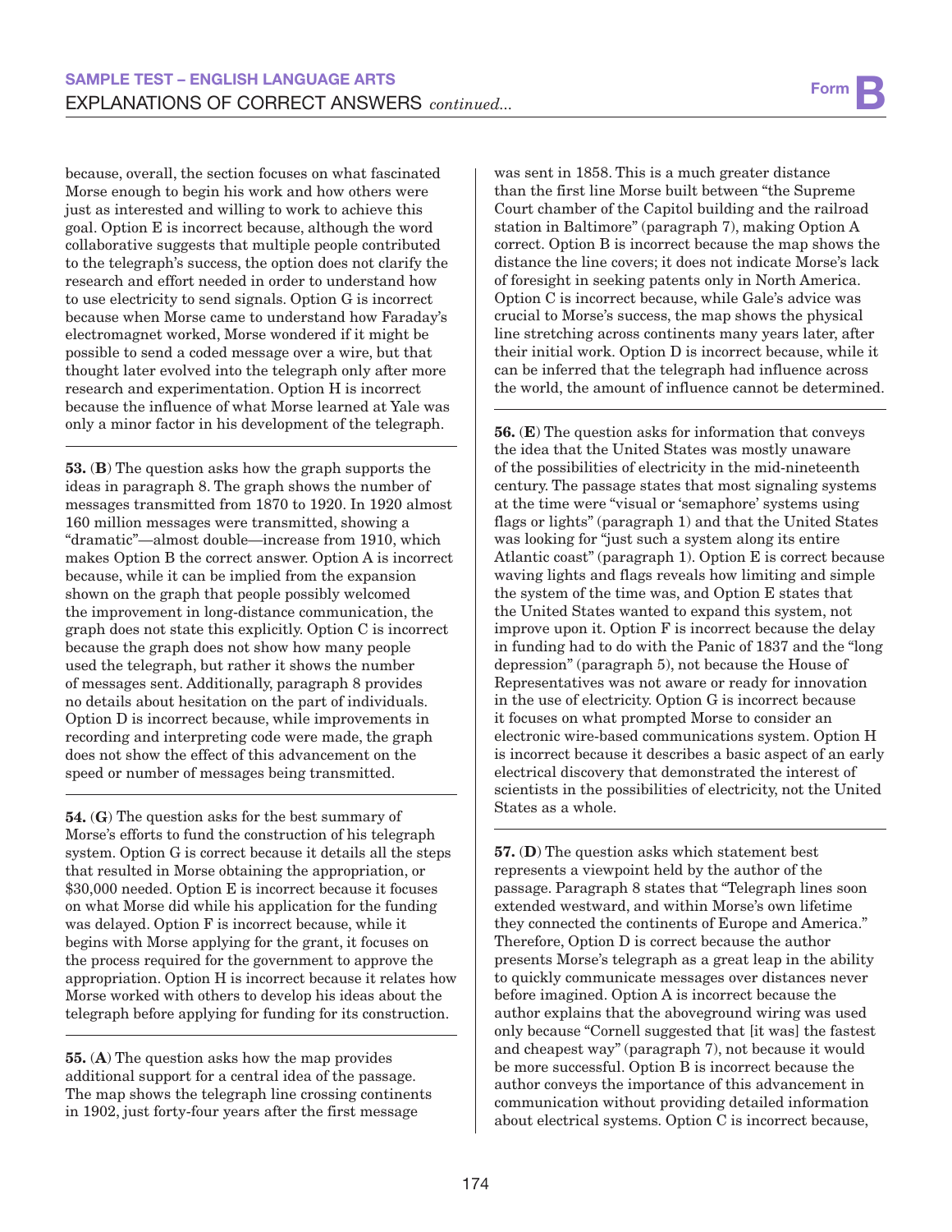because, overall, the section focuses on what fascinated Morse enough to begin his work and how others were just as interested and willing to work to achieve this goal. Option E is incorrect because, although the word collaborative suggests that multiple people contributed to the telegraph's success, the option does not clarify the research and effort needed in order to understand how to use electricity to send signals. Option G is incorrect because when Morse came to understand how Faraday's electromagnet worked, Morse wondered if it might be possible to send a coded message over a wire, but that thought later evolved into the telegraph only after more research and experimentation. Option H is incorrect because the influence of what Morse learned at Yale was only a minor factor in his development of the telegraph.

**53.** (**B**) The question asks how the graph supports the ideas in paragraph 8. The graph shows the number of messages transmitted from 1870 to 1920. In 1920 almost 160 million messages were transmitted, showing a "dramatic"—almost double—increase from 1910, which makes Option B the correct answer. Option A is incorrect because, while it can be implied from the expansion shown on the graph that people possibly welcomed the improvement in long-distance communication, the graph does not state this explicitly. Option C is incorrect because the graph does not show how many people used the telegraph, but rather it shows the number of messages sent. Additionally, paragraph 8 provides no details about hesitation on the part of individuals. Option D is incorrect because, while improvements in recording and interpreting code were made, the graph does not show the effect of this advancement on the speed or number of messages being transmitted.

**54.** (**G**) The question asks for the best summary of Morse's efforts to fund the construction of his telegraph system. Option G is correct because it details all the steps that resulted in Morse obtaining the appropriation, or $30,000 needed. Option E is incorrect because it focuses on what Morse did while his application for the funding was delayed. Option F is incorrect because, while it begins with Morse applying for the grant, it focuses on the process required for the government to approve the appropriation. Option H is incorrect because it relates how Morse worked with others to develop his ideas about the telegraph before applying for funding for its construction.

**55.** (**A**) The question asks how the map provides additional support for a central idea of the passage. The map shows the telegraph line crossing continents in 1902, just forty-four years after the first message was sent in 1858. This is a much greater distance than the first line Morse built between "the Supreme Court chamber of the Capitol building and the railroad station in Baltimore" (paragraph 7), making Option A correct. Option B is incorrect because the map shows the distance the line covers; it does not indicate Morse's lack of foresight in seeking patents only in North America. Option C is incorrect because, while Gale's advice was crucial to Morse's success, the map shows the physical line stretching across continents many years later, after their initial work. Option D is incorrect because, while it can be inferred that the telegraph had influence across the world, the amount of influence cannot be determined.

**56.** (**E**) The question asks for information that conveys the idea that the United States was mostly unaware of the possibilities of electricity in the mid-nineteenth century. The passage states that most signaling systems at the time were "visual or 'semaphore' systems using flags or lights" (paragraph 1) and that the United States was looking for "just such a system along its entire Atlantic coast" (paragraph 1). Option E is correct because waving lights and flags reveals how limiting and simple the system of the time was, and Option E states that the United States wanted to expand this system, not improve upon it. Option F is incorrect because the delay in funding had to do with the Panic of 1837 and the "long depression" (paragraph 5), not because the House of Representatives was not aware or ready for innovation in the use of electricity. Option G is incorrect because it focuses on what prompted Morse to consider an electronic wire-based communications system. Option H is incorrect because it describes a basic aspect of an early electrical discovery that demonstrated the interest of scientists in the possibilities of electricity, not the United States as a whole.

**57.** (**D**) The question asks which statement best represents a viewpoint held by the author of the passage. Paragraph 8 states that "Telegraph lines soon extended westward, and within Morse's own lifetime they connected the continents of Europe and America." Therefore, Option D is correct because the author presents Morse's telegraph as a great leap in the ability to quickly communicate messages over distances never before imagined. Option A is incorrect because the author explains that the aboveground wiring was used only because "Cornell suggested that [it was] the fastest and cheapest way" (paragraph 7), not because it would be more successful. Option B is incorrect because the author conveys the importance of this advancement in communication without providing detailed information about electrical systems. Option C is incorrect because,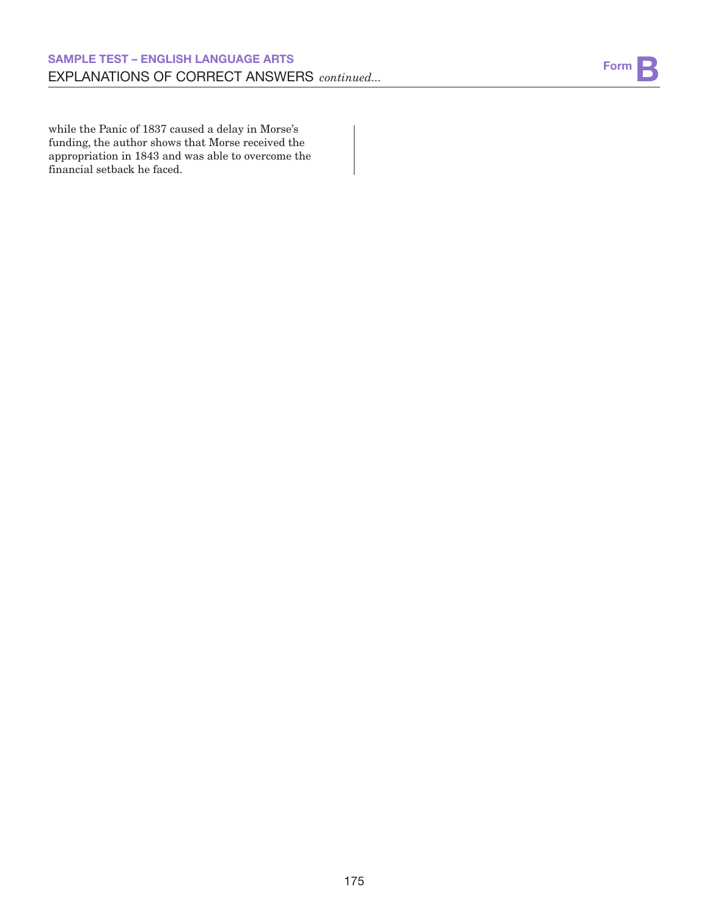while the Panic of 1837 caused a delay in Morse's funding, the author shows that Morse received the appropriation in 1843 and was able to overcome the financial setback he faced.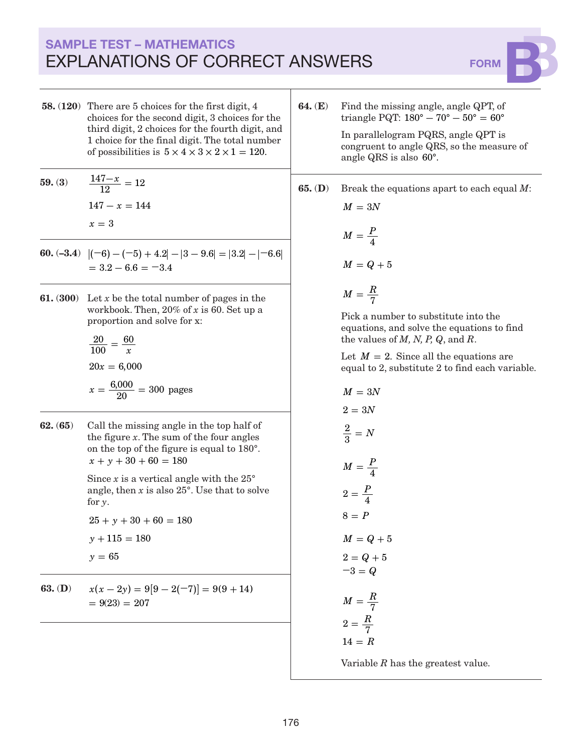## SAMPLE TEST – MATHEMATICS
# EXPLANATIONS OF CORRECT ANSWERS

FORM B

**58. (120)** There are 5 choices for the first digit, 4 choices for the second digit, 3 choices for the third digit, 2 choices for the fourth digit, and 1 choice for the final digit. The total number of possibilities is $5 \times 4 \times 3 \times 2 \times 1 = 120$.

**59. (3)**

$$\frac{147-x}{12} = 12$$

$$147 - x = 144$$

$$x = 3$$

**60. (–3.4)** $|(-6) - (-5) + 4.2| - |3 - 9.6| = |3.2| - |-6.6|$
$= 3.2 - 6.6 = -3.4$

**61. (300)** Let $x$ be the total number of pages in the workbook. Then, 20% of $x$ is 60. Set up a proportion and solve for x:

$$\frac{20}{100} = \frac{60}{x}$$

$$20x = 6{,}000$$

$$x = \frac{6{,}000}{20} = 300 \text{ pages}$$

**62. (65)** Call the missing angle in the top half of the figure $x$. The sum of the four angles on the top of the figure is equal to 180°.
$x + y + 30 + 60 = 180$

Since $x$ is a vertical angle with the 25° angle, then $x$ is also 25°. Use that to solve for $y$.

$$25 + y + 30 + 60 = 180$$

$$y + 115 = 180$$

$$y = 65$$

**63. (D)** $x(x - 2y) = 9[9 - 2(-7)] = 9(9 + 14)$
$= 9(23) = 207$

**64. (E)** Find the missing angle, angle QPT, of triangle PQT: $180° - 70° - 50° = 60°$

In parallelogram PQRS, angle QPT is congruent to angle QRS, so the measure of angle QRS is also 60°.

**65. (D)** Break the equations apart to each equal $M$:

$$M = 3N$$

$$M = \frac{P}{4}$$

$$M = Q + 5$$

$$M = \frac{R}{7}$$

Pick a number to substitute into the equations, and solve the equations to find the values of $M, N, P, Q$, and $R$.

Let $M = 2$. Since all the equations are equal to 2, substitute 2 to find each variable.

$$M = 3N$$

$$2 = 3N$$

$$\frac{2}{3} = N$$

$$M = \frac{P}{4}$$

$$2 = \frac{P}{4}$$

$$8 = P$$

$$M = Q + 5$$

$$2 = Q + 5$$

$$-3 = Q$$

$$M = \frac{R}{7}$$

$$2 = \frac{R}{7}$$

$$14 = R$$

Variable $R$ has the greatest value.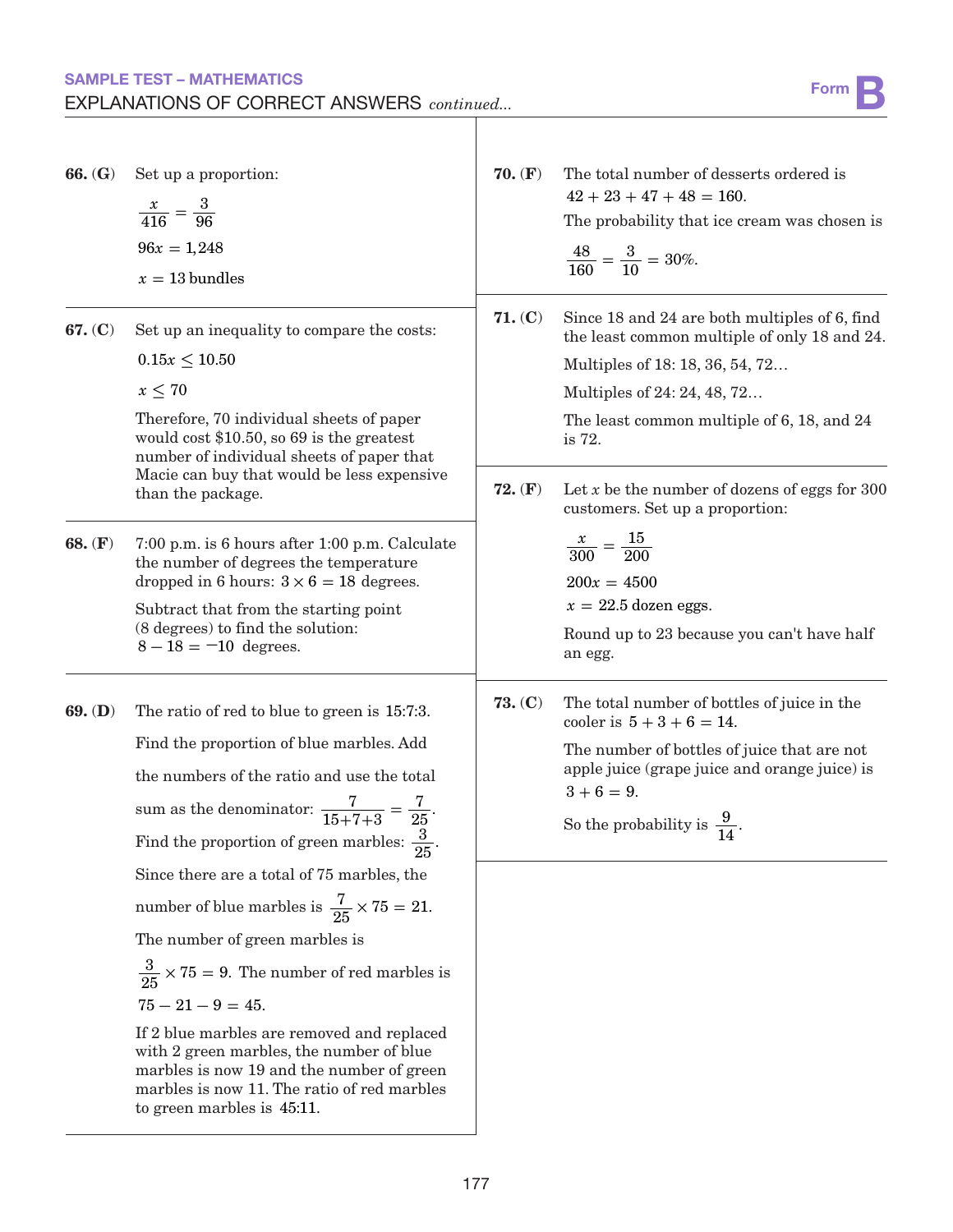**SAMPLE TEST – MATHEMATICS**

EXPLANATIONS OF CORRECT ANSWERS *continued...*

**66. (G)** Set up a proportion:

$$\frac{x}{416} = \frac{3}{96}$$

$$96x = 1{,}248$$

$$x = 13 \text{ bundles}$$

**67. (C)** Set up an inequality to compare the costs:

$$0.15x \leq 10.50$$

$$x \leq 70$$

Therefore, 70 individual sheets of paper would cost $10.50, so 69 is the greatest number of individual sheets of paper that Macie can buy that would be less expensive than the package.

**68. (F)** 7:00 p.m. is 6 hours after 1:00 p.m. Calculate the number of degrees the temperature dropped in 6 hours: $3 \times 6 = 18$ degrees.

Subtract that from the starting point (8 degrees) to find the solution: $8 - 18 = -10$ degrees.

**69. (D)** The ratio of red to blue to green is 15:7:3.

Find the proportion of blue marbles. Add the numbers of the ratio and use the total sum as the denominator: $\frac{7}{15+7+3} = \frac{7}{25}$.

Find the proportion of green marbles: $\frac{3}{25}$.

Since there are a total of 75 marbles, the number of blue marbles is $\frac{7}{25} \times 75 = 21$.

The number of green marbles is $\frac{3}{25} \times 75 = 9$. The number of red marbles is $75 - 21 - 9 = 45$.

If 2 blue marbles are removed and replaced with 2 green marbles, the number of blue marbles is now 19 and the number of green marbles is now 11. The ratio of red marbles to green marbles is 45:11.

**70. (F)** The total number of desserts ordered is $42 + 23 + 47 + 48 = 160$.

The probability that ice cream was chosen is

$$\frac{48}{160} = \frac{3}{10} = 30\%.$$

**71. (C)** Since 18 and 24 are both multiples of 6, find the least common multiple of only 18 and 24.

Multiples of 18: 18, 36, 54, 72…

Multiples of 24: 24, 48, 72…

The least common multiple of 6, 18, and 24 is 72.

**72. (F)** Let $x$ be the number of dozens of eggs for 300 customers. Set up a proportion:

$$\frac{x}{300} = \frac{15}{200}$$

$$200x = 4500$$

$$x = 22.5 \text{ dozen eggs.}$$

Round up to 23 because you can't have half an egg.

**73. (C)** The total number of bottles of juice in the cooler is $5 + 3 + 6 = 14$.

The number of bottles of juice that are not apple juice (grape juice and orange juice) is $3 + 6 = 9$.

So the probability is $\frac{9}{14}$.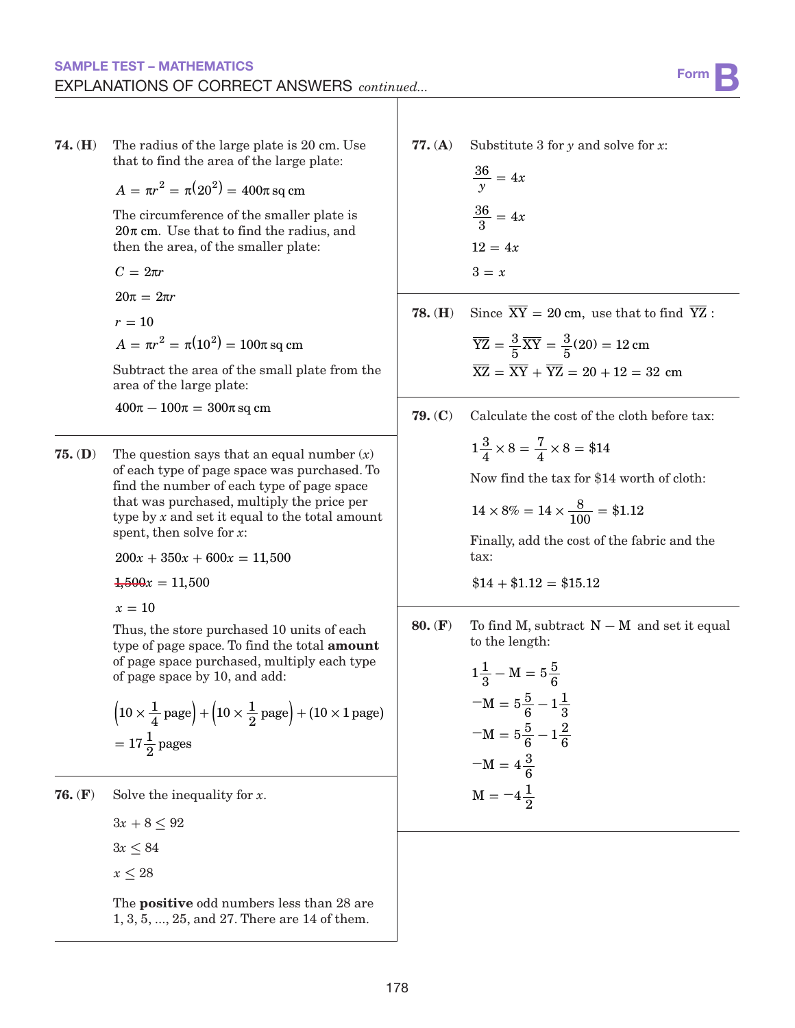## SAMPLE TEST – MATHEMATICS

### EXPLANATIONS OF CORRECT ANSWERS *continued...*

**74. (H)** The radius of the large plate is 20 cm. Use that to find the area of the large plate:

$$A = \pi r^2 = \pi(20^2) = 400\pi \text{ sq cm}$$

The circumference of the smaller plate is $20\pi$ cm. Use that to find the radius, and then the area, of the smaller plate:

$$C = 2\pi r$$

$$20\pi = 2\pi r$$

$$r = 10$$

$$A = \pi r^2 = \pi(10^2) = 100\pi \text{ sq cm}$$

Subtract the area of the small plate from the area of the large plate:

$$400\pi - 100\pi = 300\pi \text{ sq cm}$$

**75. (D)** The question says that an equal number ($x$) of each type of page space was purchased. To find the number of each type of page space that was purchased, multiply the price per type by $x$ and set it equal to the total amount spent, then solve for $x$:

$$200x + 350x + 600x = 11{,}500$$

$$1{,}500x = 11{,}500$$

$$x = 10$$

Thus, the store purchased 10 units of each type of page space. To find the total **amount** of page space purchased, multiply each type of page space by 10, and add:

$$\left(10 \times \frac{1}{4} \text{ page}\right) + \left(10 \times \frac{1}{2} \text{ page}\right) + (10 \times 1 \text{ page})$$

$$= 17\frac{1}{2} \text{ pages}$$

**76. (F)** Solve the inequality for $x$.

$$3x + 8 \leq 92$$

$$3x \leq 84$$

$$x \leq 28$$

The **positive** odd numbers less than 28 are 1, 3, 5, ..., 25, and 27. There are 14 of them.

**77. (A)** Substitute 3 for $y$ and solve for $x$:

$$\frac{36}{y} = 4x$$

$$\frac{36}{3} = 4x$$

$$12 = 4x$$

$$3 = x$$

**78. (H)** Since $\overline{XY} = 20$ cm, use that to find $\overline{YZ}$:

$$\overline{YZ} = \frac{3}{5}\overline{XY} = \frac{3}{5}(20) = 12 \text{ cm}$$

$$\overline{XZ} = \overline{XY} + \overline{YZ} = 20 + 12 = 32 \text{ cm}$$

**79. (C)** Calculate the cost of the cloth before tax:

$$1\frac{3}{4} \times 8 = \frac{7}{4} \times 8 = \$14$$

Now find the tax for $14 worth of cloth:

$$14 \times 8\% = 14 \times \frac{8}{100} = \$1.12$$

Finally, add the cost of the fabric and the tax:

$$\$14 + \$1.12 = \$15.12$$

**80. (F)** To find M, subtract $\text{N} - \text{M}$ and set it equal to the length:

$$1\frac{1}{3} - \text{M} = 5\frac{5}{6}$$

$$-\text{M} = 5\frac{5}{6} - 1\frac{1}{3}$$

$$-\text{M} = 5\frac{5}{6} - 1\frac{2}{6}$$

$$-\text{M} = 4\frac{3}{6}$$

$$\text{M} = -4\frac{1}{2}$$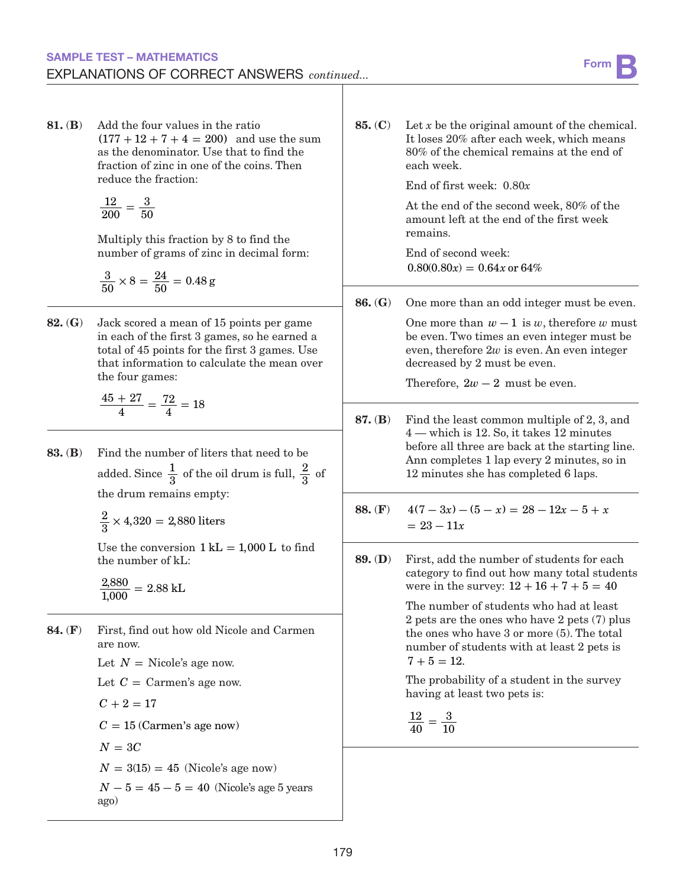**SAMPLE TEST – MATHEMATICS**

EXPLANATIONS OF CORRECT ANSWERS *continued...*

**81. (B)** Add the four values in the ratio $(177 + 12 + 7 + 4 = 200)$ and use the sum as the denominator. Use that to find the fraction of zinc in one of the coins. Then reduce the fraction:

$$\frac{12}{200} = \frac{3}{50}$$

Multiply this fraction by 8 to find the number of grams of zinc in decimal form:

$$\frac{3}{50} \times 8 = \frac{24}{50} = 0.48 \text{ g}$$

**82. (G)** Jack scored a mean of 15 points per game in each of the first 3 games, so he earned a total of 45 points for the first 3 games. Use that information to calculate the mean over the four games:

$$\frac{45 + 27}{4} = \frac{72}{4} = 18$$

**83. (B)** Find the number of liters that need to be added. Since $\frac{1}{3}$ of the oil drum is full, $\frac{2}{3}$ of the drum remains empty:

$$\frac{2}{3} \times 4{,}320 = 2{,}880 \text{ liters}$$

Use the conversion $1 \text{ kL} = 1{,}000 \text{ L}$ to find the number of kL:

$$\frac{2{,}880}{1{,}000} = 2.88 \text{ kL}$$

**84. (F)** First, find out how old Nicole and Carmen are now.

Let $N =$ Nicole's age now.

Let $C =$ Carmen's age now.

$C + 2 = 17$

$C = 15$ (Carmen's age now)

$N = 3C$

$N = 3(15) = 45$ (Nicole's age now)

$N - 5 = 45 - 5 = 40$ (Nicole's age 5 years ago)

**85. (C)** Let $x$ be the original amount of the chemical. It loses 20% after each week, which means 80% of the chemical remains at the end of each week.

End of first week: $0.80x$

At the end of the second week, 80% of the amount left at the end of the first week remains.

End of second week:
$0.80(0.80x) = 0.64x$ or 64%

**86. (G)** One more than an odd integer must be even.

One more than $w - 1$ is $w$, therefore $w$ must be even. Two times an even integer must be even, therefore $2w$ is even. An even integer decreased by 2 must be even.

Therefore, $2w - 2$ must be even.

**87. (B)** Find the least common multiple of 2, 3, and 4 — which is 12. So, it takes 12 minutes before all three are back at the starting line. Ann completes 1 lap every 2 minutes, so in 12 minutes she has completed 6 laps.

**88. (F)**

$$4(7 - 3x) - (5 - x) = 28 - 12x - 5 + x$$
$$= 23 - 11x$$

**89. (D)** First, add the number of students for each category to find out how many total students were in the survey: $12 + 16 + 7 + 5 = 40$

The number of students who had at least 2 pets are the ones who have 2 pets (7) plus the ones who have 3 or more (5). The total number of students with at least 2 pets is $7 + 5 = 12$.

The probability of a student in the survey having at least two pets is:

$$\frac{12}{40} = \frac{3}{10}$$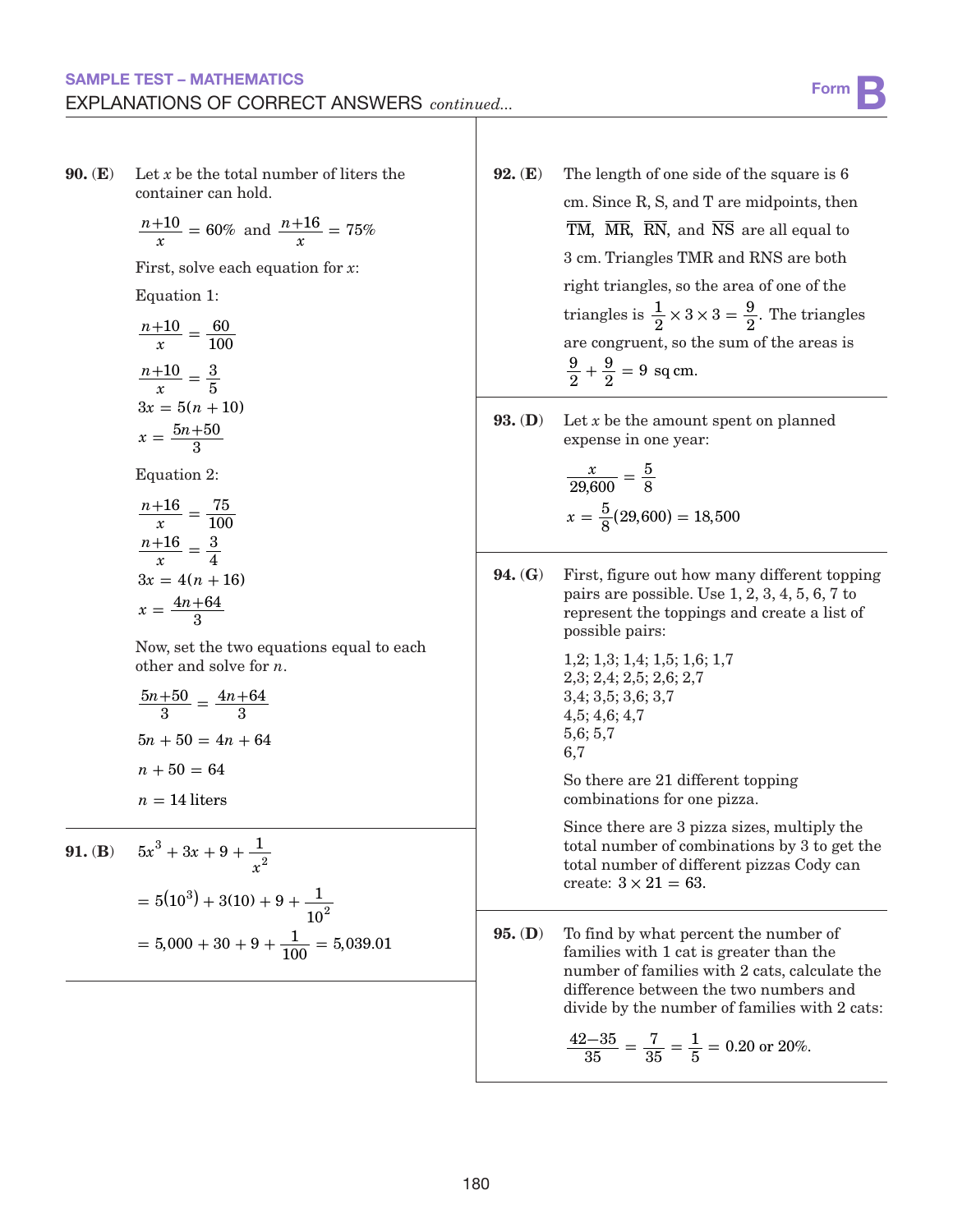## SAMPLE TEST – MATHEMATICS

## EXPLANATIONS OF CORRECT ANSWERS *continued...*

**90. (E)** Let $x$ be the total number of liters the container can hold.

$$\frac{n+10}{x} = 60\% \text{ and } \frac{n+16}{x} = 75\%$$

First, solve each equation for $x$:

Equation 1:

$$\frac{n+10}{x} = \frac{60}{100}$$

$$\frac{n+10}{x} = \frac{3}{5}$$

$$3x = 5(n+10)$$

$$x = \frac{5n+50}{3}$$

Equation 2:

$$\frac{n+16}{x} = \frac{75}{100}$$

$$\frac{n+16}{x} = \frac{3}{4}$$

$$3x = 4(n+16)$$

$$x = \frac{4n+64}{3}$$

Now, set the two equations equal to each other and solve for $n$.

$$\frac{5n+50}{3} = \frac{4n+64}{3}$$

$$5n + 50 = 4n + 64$$

$$n + 50 = 64$$

$$n = 14 \text{ liters}$$

**91. (B)**

$$5x^3 + 3x + 9 + \frac{1}{x^2}$$

$$= 5(10^3) + 3(10) + 9 + \frac{1}{10^2}$$

$$= 5{,}000 + 30 + 9 + \frac{1}{100} = 5{,}039.01$$

**92. (E)** The length of one side of the square is 6 cm. Since R, S, and T are midpoints, then $\overline{TM}$, $\overline{MR}$, $\overline{RN}$, and $\overline{NS}$ are all equal to 3 cm. Triangles TMR and RNS are both right triangles, so the area of one of the triangles is $\frac{1}{2} \times 3 \times 3 = \frac{9}{2}$. The triangles are congruent, so the sum of the areas is $\frac{9}{2} + \frac{9}{2} = 9$ sq cm.

**93. (D)** Let $x$ be the amount spent on planned expense in one year:

$$\frac{x}{29{,}600} = \frac{5}{8}$$

$$x = \frac{5}{8}(29{,}600) = 18{,}500$$

**94. (G)** First, figure out how many different topping pairs are possible. Use 1, 2, 3, 4, 5, 6, 7 to represent the toppings and create a list of possible pairs:

1,2; 1,3; 1,4; 1,5; 1,6; 1,7
2,3; 2,4; 2,5; 2,6; 2,7
3,4; 3,5; 3,6; 3,7
4,5; 4,6; 4,7
5,6; 5,7
6,7

So there are 21 different topping combinations for one pizza.

Since there are 3 pizza sizes, multiply the total number of combinations by 3 to get the total number of different pizzas Cody can create: $3 \times 21 = 63$.

**95. (D)** To find by what percent the number of families with 1 cat is greater than the number of families with 2 cats, calculate the difference between the two numbers and divide by the number of families with 2 cats:

$$\frac{42-35}{35} = \frac{7}{35} = \frac{1}{5} = 0.20 \text{ or } 20\%.$$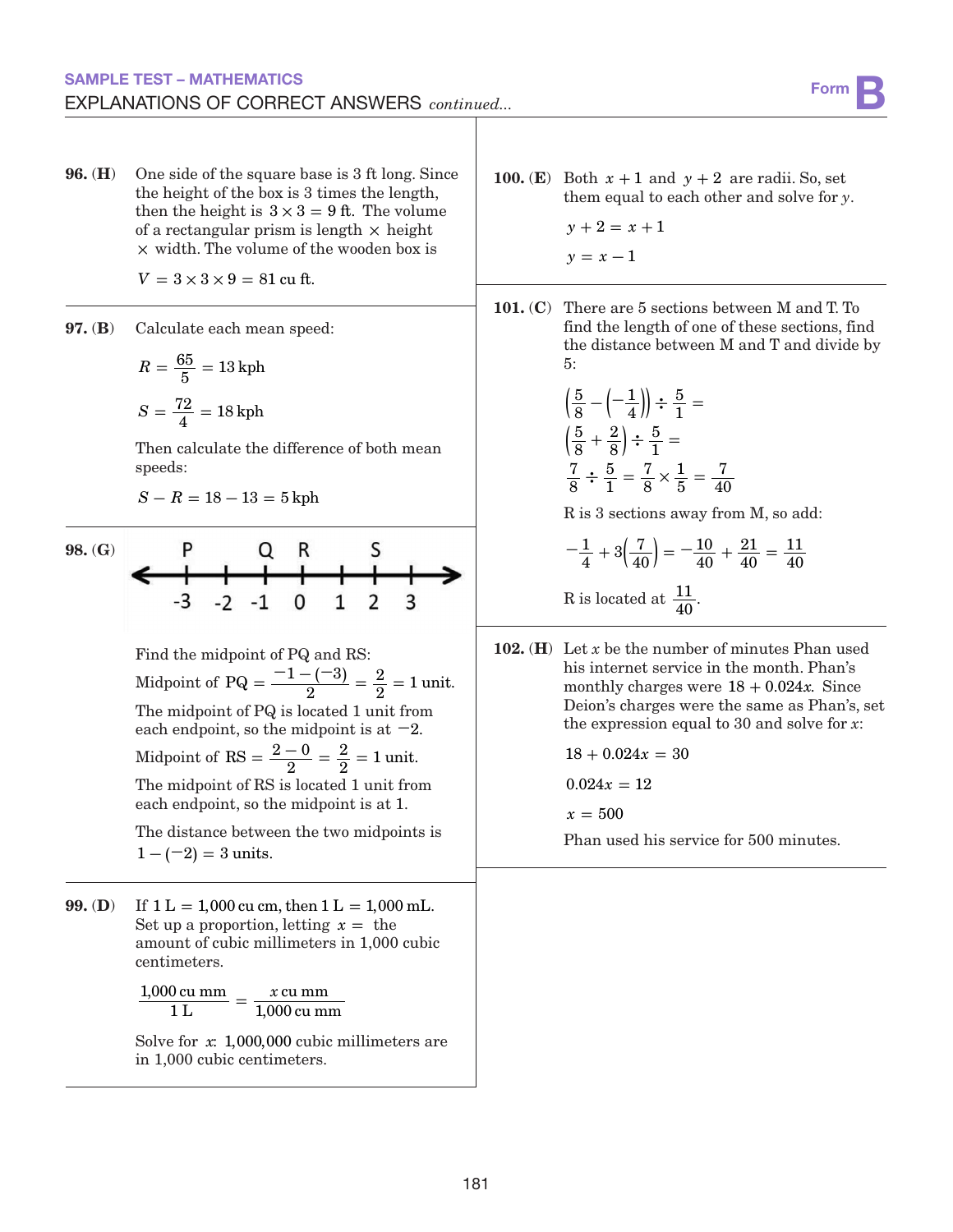**96. (H)** One side of the square base is 3 ft long. Since the height of the box is 3 times the length, then the height is $3 \times 3 = 9$ ft. The volume of a rectangular prism is length $\times$ height $\times$ width. The volume of the wooden box is

$V = 3 \times 3 \times 9 = 81$ cu ft.

**97. (B)** Calculate each mean speed:

$R = \frac{65}{5} = 13$ kph

$S = \frac{72}{4} = 18$ kph

Then calculate the difference of both mean speeds:

$S - R = 18 - 13 = 5$ kph

**98. (G)**

(Number line from -3 to 3 with P at -3, Q at -1, R at 0, S at 2)

Find the midpoint of PQ and RS:

Midpoint of PQ $= \frac{-1-(-3)}{2} = \frac{2}{2} = 1$ unit.

The midpoint of PQ is located 1 unit from each endpoint, so the midpoint is at $-2$.

Midpoint of RS $= \frac{2-0}{2} = \frac{2}{2} = 1$ unit.

The midpoint of RS is located 1 unit from each endpoint, so the midpoint is at 1.

The distance between the two midpoints is $1 - (-2) = 3$ units.

**99. (D)** If $1 \text{ L} = 1{,}000$ cu cm, then $1 \text{ L} = 1{,}000$ mL. Set up a proportion, letting $x =$ the amount of cubic millimeters in 1,000 cubic centimeters.

$$\frac{1{,}000 \text{ cu mm}}{1 \text{ L}} = \frac{x \text{ cu mm}}{1{,}000 \text{ cu mm}}$$

Solve for $x$: 1,000,000 cubic millimeters are in 1,000 cubic centimeters.

**100. (E)** Both $x + 1$ and $y + 2$ are radii. So, set them equal to each other and solve for $y$.

$y + 2 = x + 1$

$y = x - 1$

**101. (C)** There are 5 sections between M and T. To find the length of one of these sections, find the distance between M and T and divide by 5:

$$\left(\frac{5}{8} - \left(-\frac{1}{4}\right)\right) \div \frac{5}{1} =$$

$$\left(\frac{5}{8} + \frac{2}{8}\right) \div \frac{5}{1} =$$

$$\frac{7}{8} \div \frac{5}{1} = \frac{7}{8} \times \frac{1}{5} = \frac{7}{40}$$

R is 3 sections away from M, so add:

$$-\frac{1}{4} + 3\left(\frac{7}{40}\right) = -\frac{10}{40} + \frac{21}{40} = \frac{11}{40}$$

R is located at $\frac{11}{40}$.

**102. (H)** Let $x$ be the number of minutes Phan used his internet service in the month. Phan's monthly charges were $18 + 0.024x$. Since Deion's charges were the same as Phan's, set the expression equal to 30 and solve for $x$:

$18 + 0.024x = 30$

$0.024x = 12$

$x = 500$

Phan used his service for 500 minutes.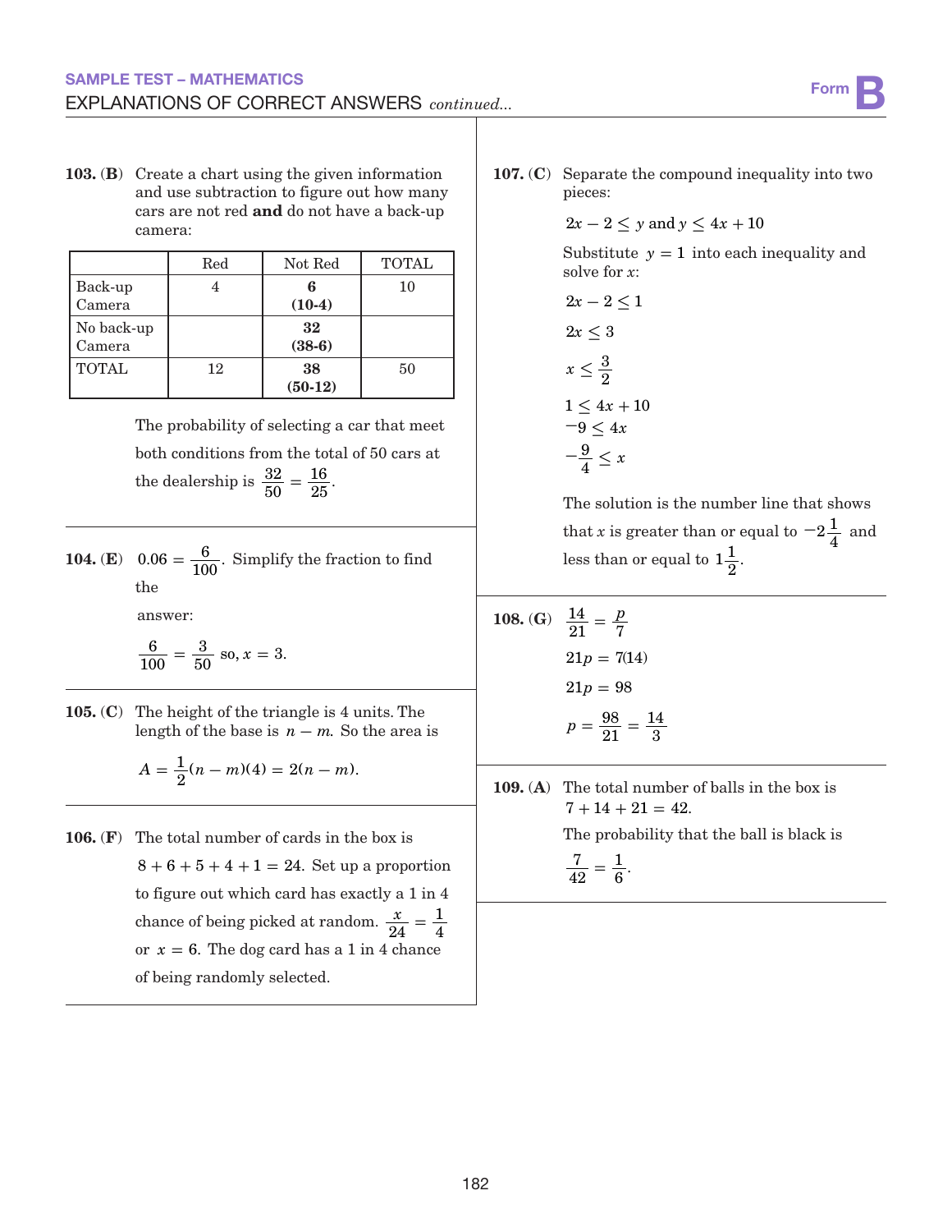**103. (B)** Create a chart using the given information and use subtraction to figure out how many cars are not red **and** do not have a back-up camera:

| | Red | Not Red | TOTAL |
|---|---|---|---|
| Back-up Camera | 4 | **6 (10-4)** | 10 |
| No back-up Camera | | **32 (38-6)** | |
| TOTAL | 12 | **38 (50-12)** | 50 |

The probability of selecting a car that meet both conditions from the total of 50 cars at the dealership is $\frac{32}{50} = \frac{16}{25}$.

**104. (E)** $0.06 = \frac{6}{100}$. Simplify the fraction to find the answer:

$\frac{6}{100} = \frac{3}{50}$ so, $x = 3$.

**105. (C)** The height of the triangle is 4 units. The length of the base is $n - m$. So the area is

$$A = \frac{1}{2}(n - m)(4) = 2(n - m).$$

**106. (F)** The total number of cards in the box is $8 + 6 + 5 + 4 + 1 = 24$. Set up a proportion to figure out which card has exactly a 1 in 4 chance of being picked at random. $\frac{x}{24} = \frac{1}{4}$ or $x = 6$. The dog card has a 1 in 4 chance of being randomly selected.

**107. (C)** Separate the compound inequality into two pieces:

$2x - 2 \le y$ and $y \le 4x + 10$

Substitute $y = 1$ into each inequality and solve for $x$:

$2x - 2 \le 1$

$2x \le 3$

$x \le \frac{3}{2}$

$1 \le 4x + 10$

$-9 \le 4x$

$-\frac{9}{4} \le x$

The solution is the number line that shows that $x$ is greater than or equal to $-2\frac{1}{4}$ and less than or equal to $1\frac{1}{2}$.

**108. (G)** $\frac{14}{21} = \frac{p}{7}$

$21p = 7(14)$

$21p = 98$

$p = \frac{98}{21} = \frac{14}{3}$

**109. (A)** The total number of balls in the box is $7 + 14 + 21 = 42$.

The probability that the ball is black is $\frac{7}{42} = \frac{1}{6}$.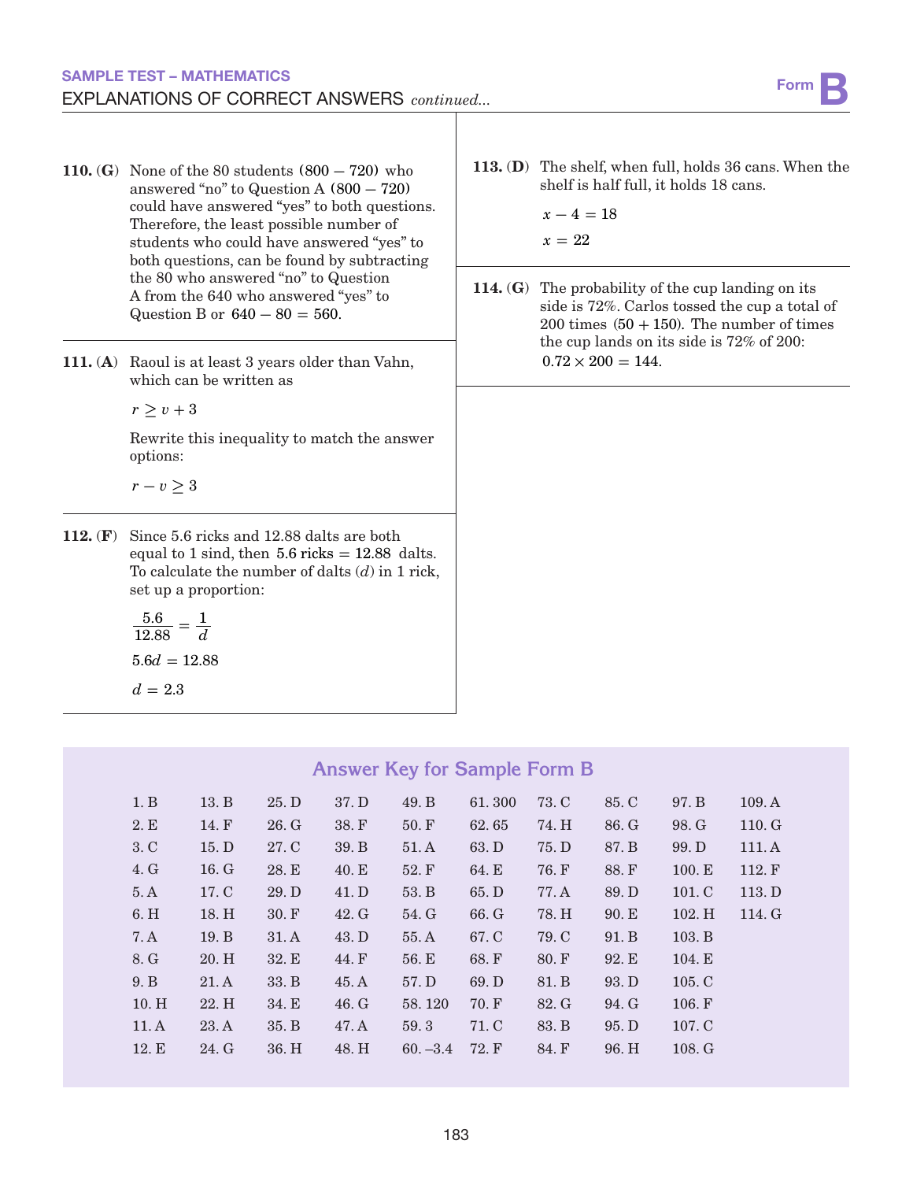## SAMPLE TEST – MATHEMATICS

## EXPLANATIONS OF CORRECT ANSWERS *continued...*

**110. (G)** None of the 80 students $(800 - 720)$ who answered "no" to Question A $(800 - 720)$ could have answered "yes" to both questions. Therefore, the least possible number of students who could have answered "yes" to both questions, can be found by subtracting the 80 who answered "no" to Question A from the 640 who answered "yes" to Question B or $640 - 80 = 560$.

**111. (A)** Raoul is at least 3 years older than Vahn, which can be written as

$$r \geq v + 3$$

Rewrite this inequality to match the answer options:

$$r - v \geq 3$$

**112. (F)** Since 5.6 ricks and 12.88 dalts are both equal to 1 sind, then 5.6 ricks = 12.88 dalts. To calculate the number of dalts ($d$) in 1 rick, set up a proportion:

$$\frac{5.6}{12.88} = \frac{1}{d}$$

$$5.6d = 12.88$$

$$d = 2.3$$

**113. (D)** The shelf, when full, holds 36 cans. When the shelf is half full, it holds 18 cans.

$$x - 4 = 18$$

$$x = 22$$

**114. (G)** The probability of the cup landing on its side is 72%. Carlos tossed the cup a total of 200 times $(50 + 150)$. The number of times the cup lands on its side is 72% of 200: $0.72 \times 200 = 144$.

## Answer Key for Sample Form B

| | | | | | | | | | |
|---|---|---|---|---|---|---|---|---|---|
| 1. B | 13. B | 25. D | 37. D | 49. B | 61. 300 | 73. C | 85. C | 97. B | 109. A |
| 2. E | 14. F | 26. G | 38. F | 50. F | 62. 65 | 74. H | 86. G | 98. G | 110. G |
| 3. C | 15. D | 27. C | 39. B | 51. A | 63. D | 75. D | 87. B | 99. D | 111. A |
| 4. G | 16. G | 28. E | 40. E | 52. F | 64. E | 76. F | 88. F | 100. E | 112. F |
| 5. A | 17. C | 29. D | 41. D | 53. B | 65. D | 77. A | 89. D | 101. C | 113. D |
| 6. H | 18. H | 30. F | 42. G | 54. G | 66. G | 78. H | 90. E | 102. H | 114. G |
| 7. A | 19. B | 31. A | 43. D | 55. A | 67. C | 79. C | 91. B | 103. B | |
| 8. G | 20. H | 32. E | 44. F | 56. E | 68. F | 80. F | 92. E | 104. E | |
| 9. B | 21. A | 33. B | 45. A | 57. D | 69. D | 81. B | 93. D | 105. C | |
| 10. H | 22. H | 34. E | 46. G | 58. 120 | 70. F | 82. G | 94. G | 106. F | |
| 11. A | 23. A | 35. B | 47. A | 59. 3 | 71. C | 83. B | 95. D | 107. C | |
| 12. E | 24. G | 36. H | 48. H | 60. –3.4 | 72. F | 84. F | 96. H | 108. G | |